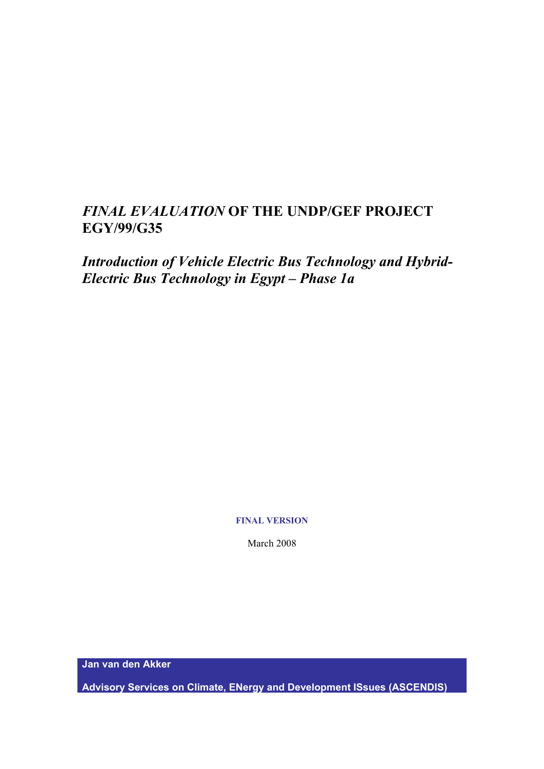# *FINAL EVALUATION* OF THE UNDP/GEF PROJECT EGY/99/G35

## *Introduction of Vehicle Electric Bus Technology and Hybrid-Electric Bus Technology in Egypt – Phase 1a*

**FINAL VERSION**

March 2008

**Jan van den Akker**

**Advisory Services on Climate, ENergy and Development ISsues (ASCENDIS)**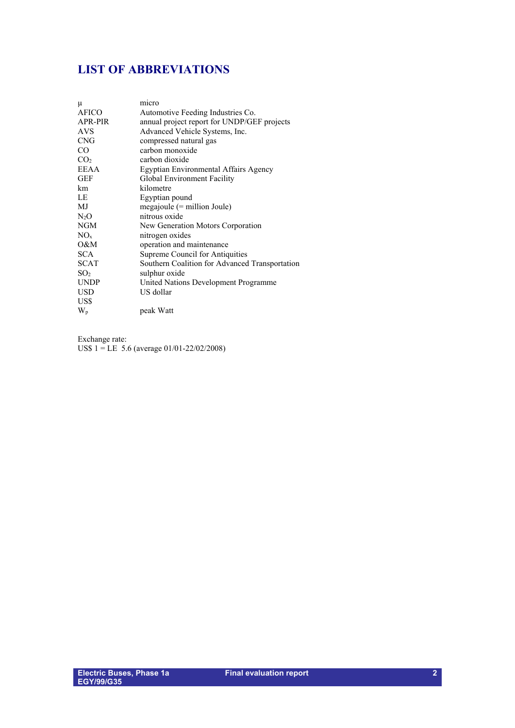# LIST OF ABBREVIATIONS

| | |
|---|---|
| μ | micro |
| AFICO | Automotive Feeding Industries Co. |
| APR-PIR | annual project report for UNDP/GEF projects |
| AVS | Advanced Vehicle Systems, Inc. |
| CNG | compressed natural gas |
| CO | carbon monoxide |
| $CO_2$ | carbon dioxide |
| EEAA | Egyptian Environmental Affairs Agency |
| GEF | Global Environment Facility |
| km | kilometre |
| LE | Egyptian pound |
| MJ | megajoule (= million Joule) |
| $N_2O$ | nitrous oxide |
| NGM | New Generation Motors Corporation |
| $NO_x$ | nitrogen oxides |
| O&M | operation and maintenance |
| SCA | Supreme Council for Antiquities |
| SCAT | Southern Coalition for Advanced Transportation |
| $SO_2$ | sulphur oxide |
| UNDP | United Nations Development Programme |
| USD | US dollar |
| US$ | |
| $W_p$ | peak Watt |

Exchange rate:
US$ 1 = LE 5.6 (average 01/01-22/02/2008)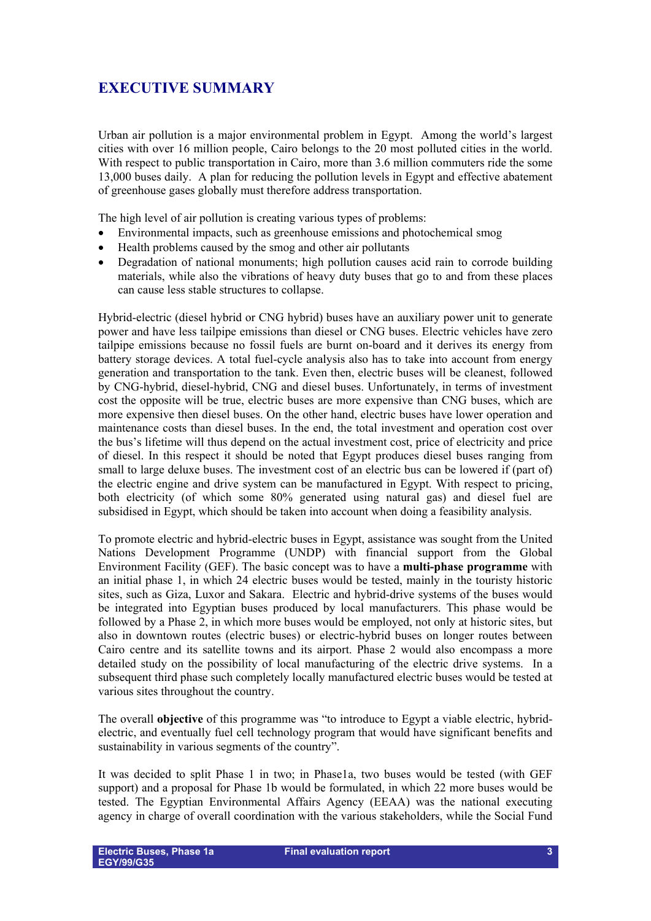# EXECUTIVE SUMMARY

Urban air pollution is a major environmental problem in Egypt. Among the world's largest cities with over 16 million people, Cairo belongs to the 20 most polluted cities in the world. With respect to public transportation in Cairo, more than 3.6 million commuters ride the some 13,000 buses daily. A plan for reducing the pollution levels in Egypt and effective abatement of greenhouse gases globally must therefore address transportation.

The high level of air pollution is creating various types of problems:

- Environmental impacts, such as greenhouse emissions and photochemical smog
- Health problems caused by the smog and other air pollutants
- Degradation of national monuments; high pollution causes acid rain to corrode building materials, while also the vibrations of heavy duty buses that go to and from these places can cause less stable structures to collapse.

Hybrid-electric (diesel hybrid or CNG hybrid) buses have an auxiliary power unit to generate power and have less tailpipe emissions than diesel or CNG buses. Electric vehicles have zero tailpipe emissions because no fossil fuels are burnt on-board and it derives its energy from battery storage devices. A total fuel-cycle analysis also has to take into account from energy generation and transportation to the tank. Even then, electric buses will be cleanest, followed by CNG-hybrid, diesel-hybrid, CNG and diesel buses. Unfortunately, in terms of investment cost the opposite will be true, electric buses are more expensive than CNG buses, which are more expensive then diesel buses. On the other hand, electric buses have lower operation and maintenance costs than diesel buses. In the end, the total investment and operation cost over the bus's lifetime will thus depend on the actual investment cost, price of electricity and price of diesel. In this respect it should be noted that Egypt produces diesel buses ranging from small to large deluxe buses. The investment cost of an electric bus can be lowered if (part of) the electric engine and drive system can be manufactured in Egypt. With respect to pricing, both electricity (of which some 80% generated using natural gas) and diesel fuel are subsidised in Egypt, which should be taken into account when doing a feasibility analysis.

To promote electric and hybrid-electric buses in Egypt, assistance was sought from the United Nations Development Programme (UNDP) with financial support from the Global Environment Facility (GEF). The basic concept was to have a **multi-phase programme** with an initial phase 1, in which 24 electric buses would be tested, mainly in the touristy historic sites, such as Giza, Luxor and Sakara. Electric and hybrid-drive systems of the buses would be integrated into Egyptian buses produced by local manufacturers. This phase would be followed by a Phase 2, in which more buses would be employed, not only at historic sites, but also in downtown routes (electric buses) or electric-hybrid buses on longer routes between Cairo centre and its satellite towns and its airport. Phase 2 would also encompass a more detailed study on the possibility of local manufacturing of the electric drive systems. In a subsequent third phase such completely locally manufactured electric buses would be tested at various sites throughout the country.

The overall **objective** of this programme was "to introduce to Egypt a viable electric, hybrid-electric, and eventually fuel cell technology program that would have significant benefits and sustainability in various segments of the country".

It was decided to split Phase 1 in two; in Phase1a, two buses would be tested (with GEF support) and a proposal for Phase 1b would be formulated, in which 22 more buses would be tested. The Egyptian Environmental Affairs Agency (EEAA) was the national executing agency in charge of overall coordination with the various stakeholders, while the Social Fund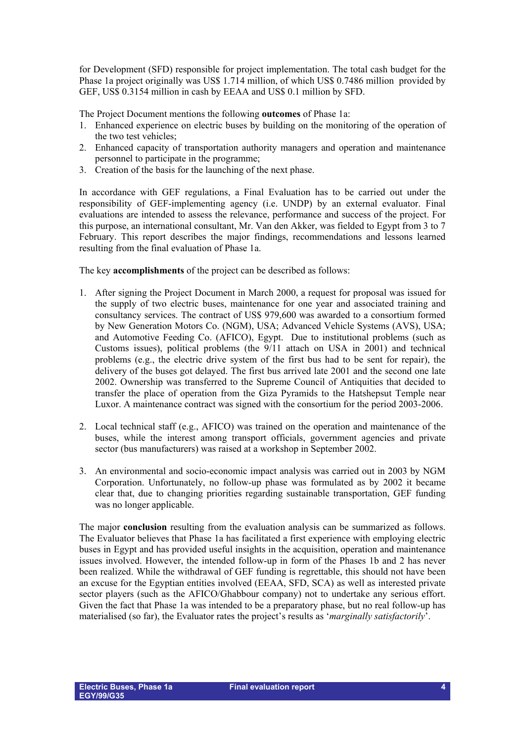for Development (SFD) responsible for project implementation. The total cash budget for the Phase 1a project originally was US$ 1.714 million, of which US$ 0.7486 million provided by GEF, US$ 0.3154 million in cash by EEAA and US$ 0.1 million by SFD.

The Project Document mentions the following **outcomes** of Phase 1a:

1. Enhanced experience on electric buses by building on the monitoring of the operation of the two test vehicles;
2. Enhanced capacity of transportation authority managers and operation and maintenance personnel to participate in the programme;
3. Creation of the basis for the launching of the next phase.

In accordance with GEF regulations, a Final Evaluation has to be carried out under the responsibility of GEF-implementing agency (i.e. UNDP) by an external evaluator. Final evaluations are intended to assess the relevance, performance and success of the project. For this purpose, an international consultant, Mr. Van den Akker, was fielded to Egypt from 3 to 7 February. This report describes the major findings, recommendations and lessons learned resulting from the final evaluation of Phase 1a.

The key **accomplishments** of the project can be described as follows:

1. After signing the Project Document in March 2000, a request for proposal was issued for the supply of two electric buses, maintenance for one year and associated training and consultancy services. The contract of US$ 979,600 was awarded to a consortium formed by New Generation Motors Co. (NGM), USA; Advanced Vehicle Systems (AVS), USA; and Automotive Feeding Co. (AFICO), Egypt. Due to institutional problems (such as Customs issues), political problems (the 9/11 attach on USA in 2001) and technical problems (e.g., the electric drive system of the first bus had to be sent for repair), the delivery of the buses got delayed. The first bus arrived late 2001 and the second one late 2002. Ownership was transferred to the Supreme Council of Antiquities that decided to transfer the place of operation from the Giza Pyramids to the Hatshepsut Temple near Luxor. A maintenance contract was signed with the consortium for the period 2003-2006.

2. Local technical staff (e.g., AFICO) was trained on the operation and maintenance of the buses, while the interest among transport officials, government agencies and private sector (bus manufacturers) was raised at a workshop in September 2002.

3. An environmental and socio-economic impact analysis was carried out in 2003 by NGM Corporation. Unfortunately, no follow-up phase was formulated as by 2002 it became clear that, due to changing priorities regarding sustainable transportation, GEF funding was no longer applicable.

The major **conclusion** resulting from the evaluation analysis can be summarized as follows. The Evaluator believes that Phase 1a has facilitated a first experience with employing electric buses in Egypt and has provided useful insights in the acquisition, operation and maintenance issues involved. However, the intended follow-up in form of the Phases 1b and 2 has never been realized. While the withdrawal of GEF funding is regrettable, this should not have been an excuse for the Egyptian entities involved (EEAA, SFD, SCA) as well as interested private sector players (such as the AFICO/Ghabbour company) not to undertake any serious effort. Given the fact that Phase 1a was intended to be a preparatory phase, but no real follow-up has materialised (so far), the Evaluator rates the project's results as '*marginally satisfactorily*'.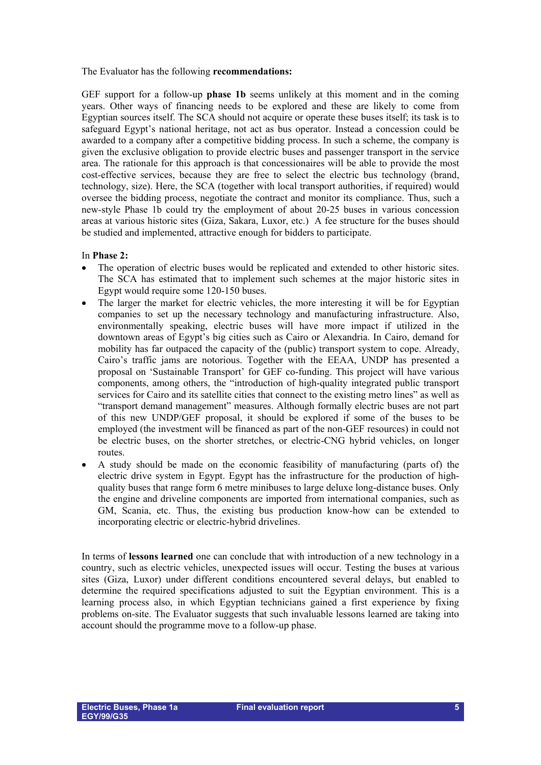The Evaluator has the following **recommendations:**

GEF support for a follow-up **phase 1b** seems unlikely at this moment and in the coming years. Other ways of financing needs to be explored and these are likely to come from Egyptian sources itself. The SCA should not acquire or operate these buses itself; its task is to safeguard Egypt's national heritage, not act as bus operator. Instead a concession could be awarded to a company after a competitive bidding process. In such a scheme, the company is given the exclusive obligation to provide electric buses and passenger transport in the service area. The rationale for this approach is that concessionaires will be able to provide the most cost-effective services, because they are free to select the electric bus technology (brand, technology, size). Here, the SCA (together with local transport authorities, if required) would oversee the bidding process, negotiate the contract and monitor its compliance. Thus, such a new-style Phase 1b could try the employment of about 20-25 buses in various concession areas at various historic sites (Giza, Sakara, Luxor, etc.) A fee structure for the buses should be studied and implemented, attractive enough for bidders to participate.

In **Phase 2:**

- The operation of electric buses would be replicated and extended to other historic sites. The SCA has estimated that to implement such schemes at the major historic sites in Egypt would require some 120-150 buses.
- The larger the market for electric vehicles, the more interesting it will be for Egyptian companies to set up the necessary technology and manufacturing infrastructure. Also, environmentally speaking, electric buses will have more impact if utilized in the downtown areas of Egypt's big cities such as Cairo or Alexandria. In Cairo, demand for mobility has far outpaced the capacity of the (public) transport system to cope. Already, Cairo's traffic jams are notorious. Together with the EEAA, UNDP has presented a proposal on 'Sustainable Transport' for GEF co-funding. This project will have various components, among others, the "introduction of high-quality integrated public transport services for Cairo and its satellite cities that connect to the existing metro lines" as well as "transport demand management" measures. Although formally electric buses are not part of this new UNDP/GEF proposal, it should be explored if some of the buses to be employed (the investment will be financed as part of the non-GEF resources) in could not be electric buses, on the shorter stretches, or electric-CNG hybrid vehicles, on longer routes.
- A study should be made on the economic feasibility of manufacturing (parts of) the electric drive system in Egypt. Egypt has the infrastructure for the production of high-quality buses that range form 6 metre minibuses to large deluxe long-distance buses. Only the engine and driveline components are imported from international companies, such as GM, Scania, etc. Thus, the existing bus production know-how can be extended to incorporating electric or electric-hybrid drivelines.

In terms of **lessons learned** one can conclude that with introduction of a new technology in a country, such as electric vehicles, unexpected issues will occur. Testing the buses at various sites (Giza, Luxor) under different conditions encountered several delays, but enabled to determine the required specifications adjusted to suit the Egyptian environment. This is a learning process also, in which Egyptian technicians gained a first experience by fixing problems on-site. The Evaluator suggests that such invaluable lessons learned are taking into account should the programme move to a follow-up phase.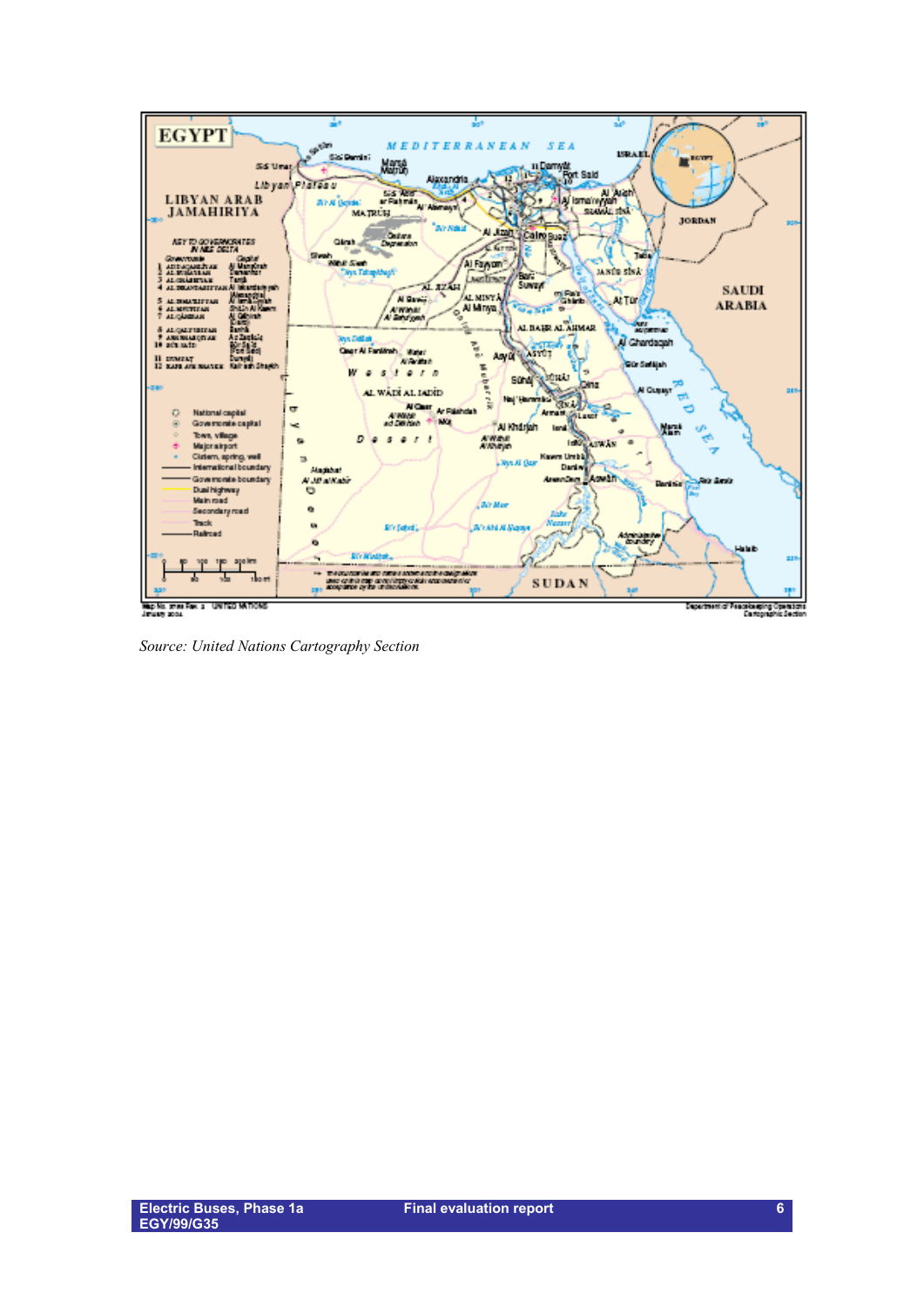Source: *United Nations Cartography Section*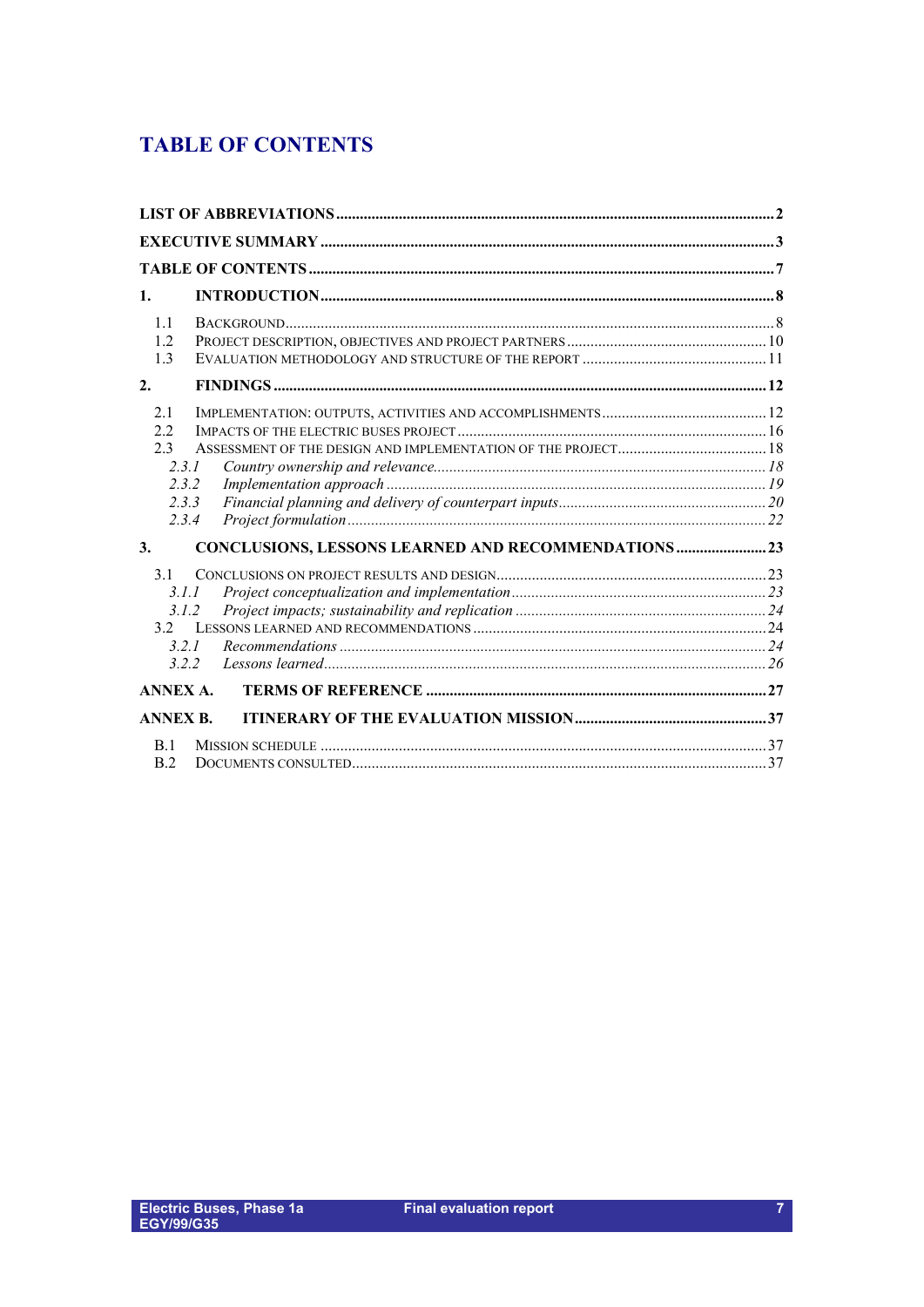# TABLE OF CONTENTS

| | | |
|---|---|---|
| **LIST OF ABBREVIATIONS** | | **2** |
| **EXECUTIVE SUMMARY** | | **3** |
| **TABLE OF CONTENTS** | | **7** |
| **1.** | **INTRODUCTION** | **8** |
| 1.1 | BACKGROUND | 8 |
| 1.2 | PROJECT DESCRIPTION, OBJECTIVES AND PROJECT PARTNERS | 10 |
| 1.3 | EVALUATION METHODOLOGY AND STRUCTURE OF THE REPORT | 11 |
| **2.** | **FINDINGS** | **12** |
| 2.1 | IMPLEMENTATION: OUTPUTS, ACTIVITIES AND ACCOMPLISHMENTS | 12 |
| 2.2 | IMPACTS OF THE ELECTRIC BUSES PROJECT | 16 |
| 2.3 | ASSESSMENT OF THE DESIGN AND IMPLEMENTATION OF THE PROJECT | 18 |
| *2.3.1* | *Country ownership and relevance* | *18* |
| *2.3.2* | *Implementation approach* | *19* |
| *2.3.3* | *Financial planning and delivery of counterpart inputs* | *20* |
| *2.3.4* | *Project formulation* | *22* |
| **3.** | **CONCLUSIONS, LESSONS LEARNED AND RECOMMENDATIONS** | **23** |
| 3.1 | CONCLUSIONS ON PROJECT RESULTS AND DESIGN | 23 |
| *3.1.1* | *Project conceptualization and implementation* | *23* |
| *3.1.2* | *Project impacts; sustainability and replication* | *24* |
| 3.2 | LESSONS LEARNED AND RECOMMENDATIONS | 24 |
| *3.2.1* | *Recommendations* | *24* |
| *3.2.2* | *Lessons learned* | *26* |
| **ANNEX A.** | **TERMS OF REFERENCE** | **27** |
| **ANNEX B.** | **ITINERARY OF THE EVALUATION MISSION** | **37** |
| B.1 | MISSION SCHEDULE | 37 |
| B.2 | DOCUMENTS CONSULTED | 37 |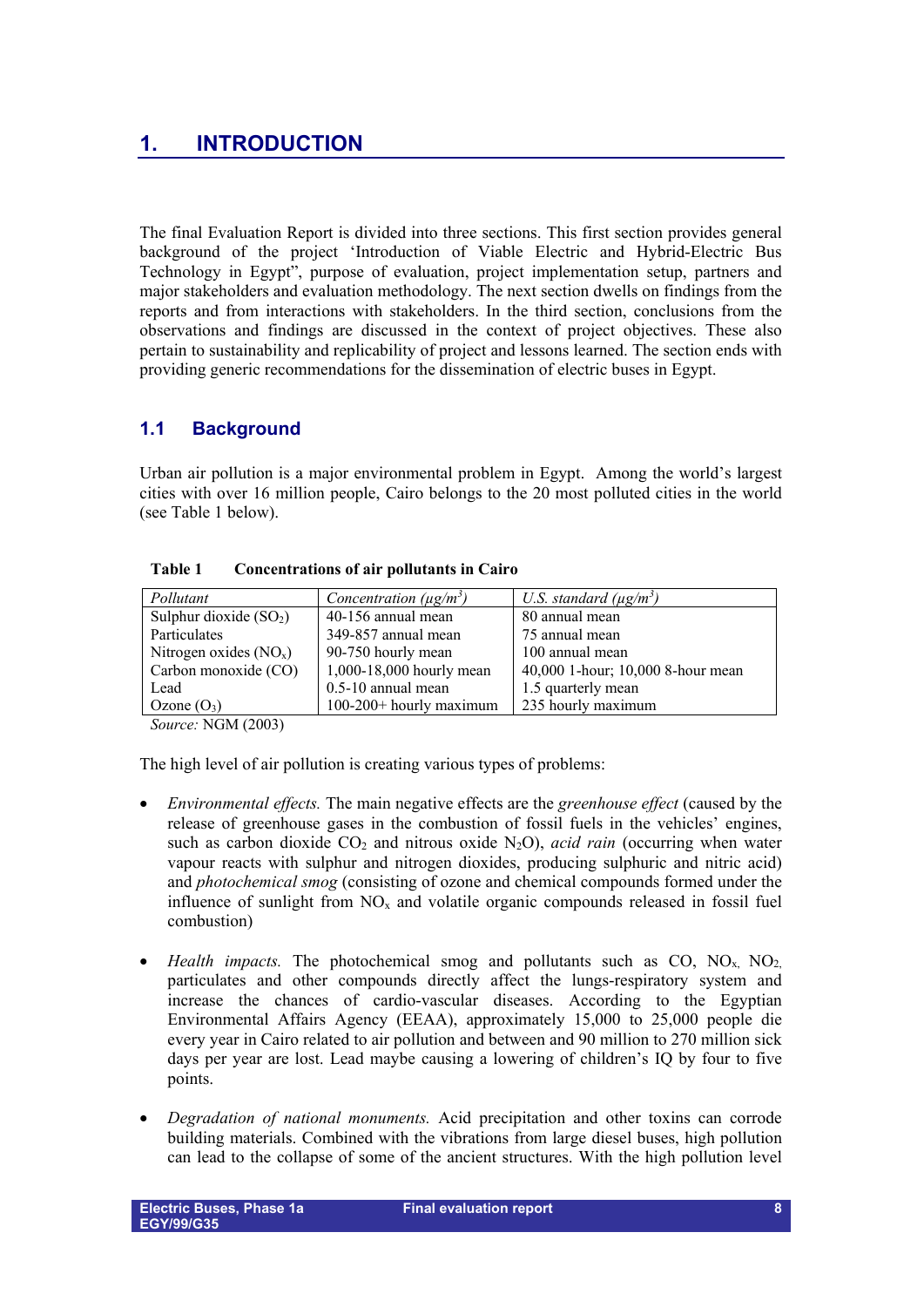# 1. INTRODUCTION

The final Evaluation Report is divided into three sections. This first section provides general background of the project 'Introduction of Viable Electric and Hybrid-Electric Bus Technology in Egypt", purpose of evaluation, project implementation setup, partners and major stakeholders and evaluation methodology. The next section dwells on findings from the reports and from interactions with stakeholders. In the third section, conclusions from the observations and findings are discussed in the context of project objectives. These also pertain to sustainability and replicability of project and lessons learned. The section ends with providing generic recommendations for the dissemination of electric buses in Egypt.

## 1.1 Background

Urban air pollution is a major environmental problem in Egypt. Among the world's largest cities with over 16 million people, Cairo belongs to the 20 most polluted cities in the world (see Table 1 below).

**Table 1 Concentrations of air pollutants in Cairo**

| *Pollutant* | *Concentration ($\mu g/m^3$)* | *U.S. standard ($\mu g/m^3$)* |
|---|---|---|
| Sulphur dioxide ($SO_2$) | 40-156 annual mean | 80 annual mean |
| Particulates | 349-857 annual mean | 75 annual mean |
| Nitrogen oxides ($NO_x$) | 90-750 hourly mean | 100 annual mean |
| Carbon monoxide (CO) | 1,000-18,000 hourly mean | 40,000 1-hour; 10,000 8-hour mean |
| Lead | 0.5-10 annual mean | 1.5 quarterly mean |
| Ozone ($O_3$) | 100-200+ hourly maximum | 235 hourly maximum |

*Source:* NGM (2003)

The high level of air pollution is creating various types of problems:

- *Environmental effects.* The main negative effects are the *greenhouse effect* (caused by the release of greenhouse gases in the combustion of fossil fuels in the vehicles' engines, such as carbon dioxide $CO_2$ and nitrous oxide $N_2O$), *acid rain* (occurring when water vapour reacts with sulphur and nitrogen dioxides, producing sulphuric and nitric acid) and *photochemical smog* (consisting of ozone and chemical compounds formed under the influence of sunlight from $NO_x$ and volatile organic compounds released in fossil fuel combustion)

- *Health impacts.* The photochemical smog and pollutants such as CO, $NO_x$, $NO_2$, particulates and other compounds directly affect the lungs-respiratory system and increase the chances of cardio-vascular diseases. According to the Egyptian Environmental Affairs Agency (EEAA), approximately 15,000 to 25,000 people die every year in Cairo related to air pollution and between and 90 million to 270 million sick days per year are lost. Lead maybe causing a lowering of children's IQ by four to five points.

- *Degradation of national monuments.* Acid precipitation and other toxins can corrode building materials. Combined with the vibrations from large diesel buses, high pollution can lead to the collapse of some of the ancient structures. With the high pollution level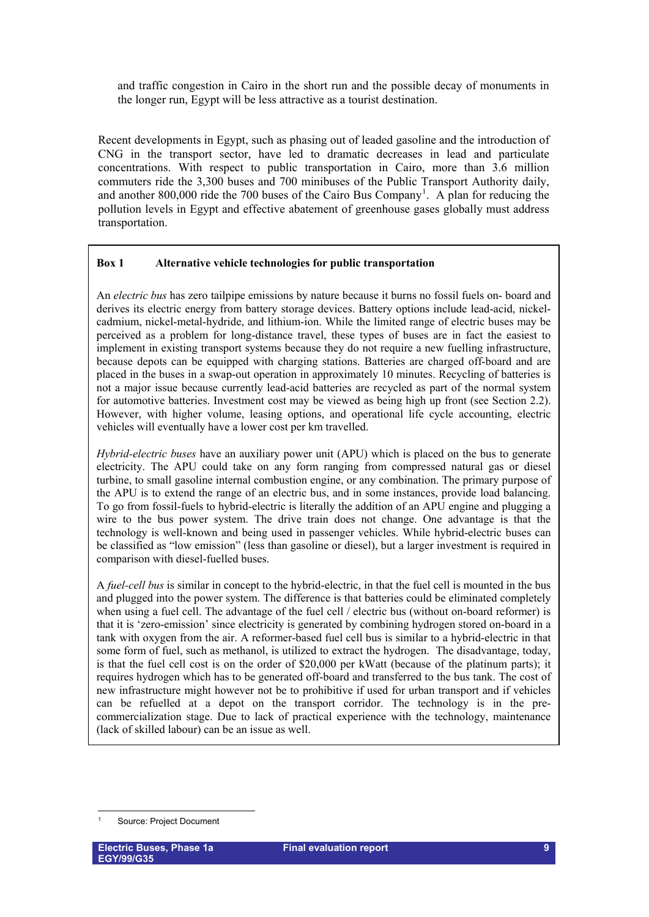and traffic congestion in Cairo in the short run and the possible decay of monuments in the longer run, Egypt will be less attractive as a tourist destination.

Recent developments in Egypt, such as phasing out of leaded gasoline and the introduction of CNG in the transport sector, have led to dramatic decreases in lead and particulate concentrations. With respect to public transportation in Cairo, more than 3.6 million commuters ride the 3,300 buses and 700 minibuses of the Public Transport Authority daily, and another 800,000 ride the 700 buses of the Cairo Bus Company[1]. A plan for reducing the pollution levels in Egypt and effective abatement of greenhouse gases globally must address transportation.

**Box 1 Alternative vehicle technologies for public transportation**

An *electric bus* has zero tailpipe emissions by nature because it burns no fossil fuels on- board and derives its electric energy from battery storage devices. Battery options include lead-acid, nickel-cadmium, nickel-metal-hydride, and lithium-ion. While the limited range of electric buses may be perceived as a problem for long-distance travel, these types of buses are in fact the easiest to implement in existing transport systems because they do not require a new fuelling infrastructure, because depots can be equipped with charging stations. Batteries are charged off-board and are placed in the buses in a swap-out operation in approximately 10 minutes. Recycling of batteries is not a major issue because currently lead-acid batteries are recycled as part of the normal system for automotive batteries. Investment cost may be viewed as being high up front (see Section 2.2). However, with higher volume, leasing options, and operational life cycle accounting, electric vehicles will eventually have a lower cost per km travelled.

*Hybrid-electric buses* have an auxiliary power unit (APU) which is placed on the bus to generate electricity. The APU could take on any form ranging from compressed natural gas or diesel turbine, to small gasoline internal combustion engine, or any combination. The primary purpose of the APU is to extend the range of an electric bus, and in some instances, provide load balancing. To go from fossil-fuels to hybrid-electric is literally the addition of an APU engine and plugging a wire to the bus power system. The drive train does not change. One advantage is that the technology is well-known and being used in passenger vehicles. While hybrid-electric buses can be classified as "low emission" (less than gasoline or diesel), but a larger investment is required in comparison with diesel-fuelled buses.

A *fuel-cell bus* is similar in concept to the hybrid-electric, in that the fuel cell is mounted in the bus and plugged into the power system. The difference is that batteries could be eliminated completely when using a fuel cell. The advantage of the fuel cell / electric bus (without on-board reformer) is that it is 'zero-emission' since electricity is generated by combining hydrogen stored on-board in a tank with oxygen from the air. A reformer-based fuel cell bus is similar to a hybrid-electric in that some form of fuel, such as methanol, is utilized to extract the hydrogen. The disadvantage, today, is that the fuel cell cost is on the order of $20,000 per kWatt (because of the platinum parts); it requires hydrogen which has to be generated off-board and transferred to the bus tank. The cost of new infrastructure might however not be to prohibitive if used for urban transport and if vehicles can be refuelled at a depot on the transport corridor. The technology is in the pre-commercialization stage. Due to lack of practical experience with the technology, maintenance (lack of skilled labour) can be an issue as well.

[1] Source: Project Document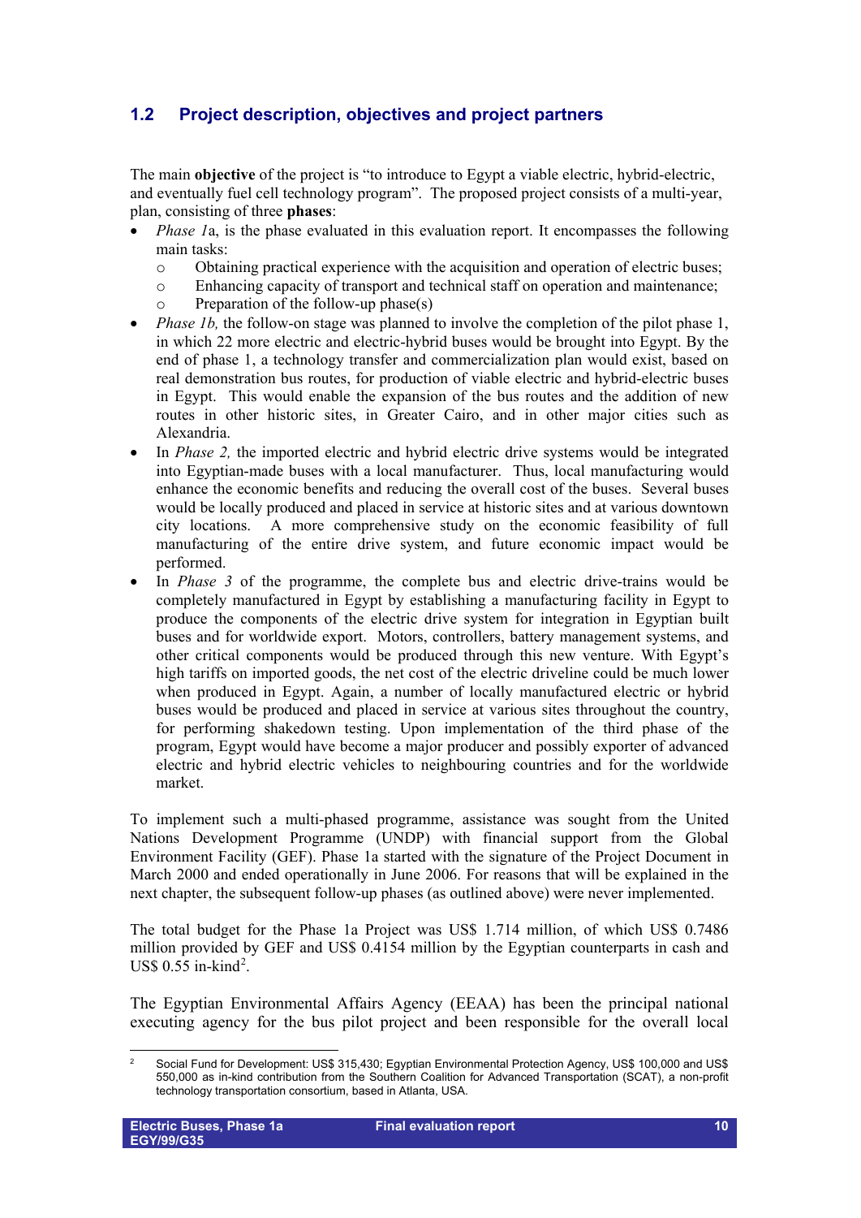## 1.2 Project description, objectives and project partners

The main **objective** of the project is "to introduce to Egypt a viable electric, hybrid-electric, and eventually fuel cell technology program". The proposed project consists of a multi-year, plan, consisting of three **phases**:

- *Phase 1*a, is the phase evaluated in this evaluation report. It encompasses the following main tasks:
  - Obtaining practical experience with the acquisition and operation of electric buses;
  - Enhancing capacity of transport and technical staff on operation and maintenance;
  - Preparation of the follow-up phase(s)
- *Phase 1b,* the follow-on stage was planned to involve the completion of the pilot phase 1, in which 22 more electric and electric-hybrid buses would be brought into Egypt. By the end of phase 1, a technology transfer and commercialization plan would exist, based on real demonstration bus routes, for production of viable electric and hybrid-electric buses in Egypt. This would enable the expansion of the bus routes and the addition of new routes in other historic sites, in Greater Cairo, and in other major cities such as Alexandria.
- In *Phase 2,* the imported electric and hybrid electric drive systems would be integrated into Egyptian-made buses with a local manufacturer. Thus, local manufacturing would enhance the economic benefits and reducing the overall cost of the buses. Several buses would be locally produced and placed in service at historic sites and at various downtown city locations. A more comprehensive study on the economic feasibility of full manufacturing of the entire drive system, and future economic impact would be performed.
- In *Phase 3* of the programme, the complete bus and electric drive-trains would be completely manufactured in Egypt by establishing a manufacturing facility in Egypt to produce the components of the electric drive system for integration in Egyptian built buses and for worldwide export. Motors, controllers, battery management systems, and other critical components would be produced through this new venture. With Egypt's high tariffs on imported goods, the net cost of the electric driveline could be much lower when produced in Egypt. Again, a number of locally manufactured electric or hybrid buses would be produced and placed in service at various sites throughout the country, for performing shakedown testing. Upon implementation of the third phase of the program, Egypt would have become a major producer and possibly exporter of advanced electric and hybrid electric vehicles to neighbouring countries and for the worldwide market.

To implement such a multi-phased programme, assistance was sought from the United Nations Development Programme (UNDP) with financial support from the Global Environment Facility (GEF). Phase 1a started with the signature of the Project Document in March 2000 and ended operationally in June 2006. For reasons that will be explained in the next chapter, the subsequent follow-up phases (as outlined above) were never implemented.

The total budget for the Phase 1a Project was US$ 1.714 million, of which US$ 0.7486 million provided by GEF and US$ 0.4154 million by the Egyptian counterparts in cash and US$ 0.55 in-kind[2].

The Egyptian Environmental Affairs Agency (EEAA) has been the principal national executing agency for the bus pilot project and been responsible for the overall local

[2] Social Fund for Development: US$ 315,430; Egyptian Environmental Protection Agency, US$ 100,000 and US$ 550,000 as in-kind contribution from the Southern Coalition for Advanced Transportation (SCAT), a non-profit technology transportation consortium, based in Atlanta, USA.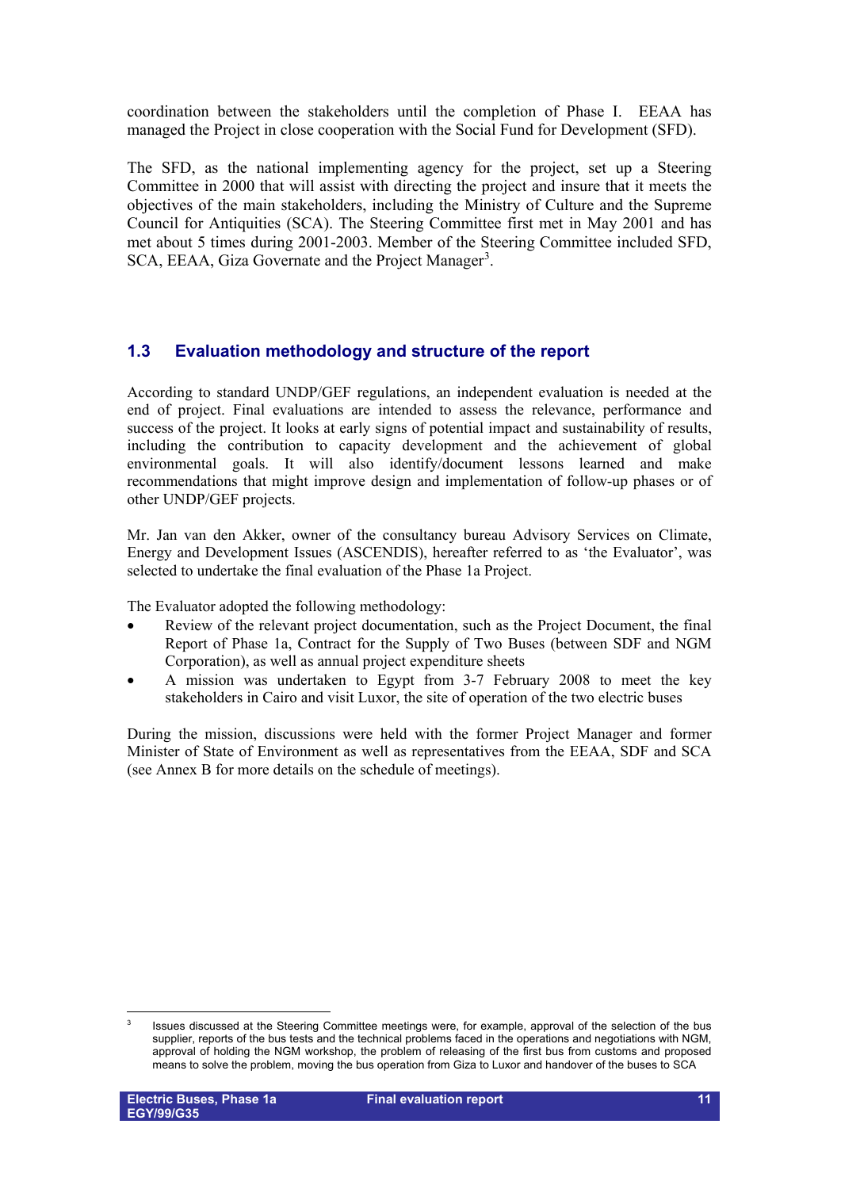coordination between the stakeholders until the completion of Phase I. EEAA has managed the Project in close cooperation with the Social Fund for Development (SFD).

The SFD, as the national implementing agency for the project, set up a Steering Committee in 2000 that will assist with directing the project and insure that it meets the objectives of the main stakeholders, including the Ministry of Culture and the Supreme Council for Antiquities (SCA). The Steering Committee first met in May 2001 and has met about 5 times during 2001-2003. Member of the Steering Committee included SFD, SCA, EEAA, Giza Governate and the Project Manager[3].

## 1.3 Evaluation methodology and structure of the report

According to standard UNDP/GEF regulations, an independent evaluation is needed at the end of project. Final evaluations are intended to assess the relevance, performance and success of the project. It looks at early signs of potential impact and sustainability of results, including the contribution to capacity development and the achievement of global environmental goals. It will also identify/document lessons learned and make recommendations that might improve design and implementation of follow-up phases or of other UNDP/GEF projects.

Mr. Jan van den Akker, owner of the consultancy bureau Advisory Services on Climate, Energy and Development Issues (ASCENDIS), hereafter referred to as 'the Evaluator', was selected to undertake the final evaluation of the Phase 1a Project.

The Evaluator adopted the following methodology:

- Review of the relevant project documentation, such as the Project Document, the final Report of Phase 1a, Contract for the Supply of Two Buses (between SDF and NGM Corporation), as well as annual project expenditure sheets
- A mission was undertaken to Egypt from 3-7 February 2008 to meet the key stakeholders in Cairo and visit Luxor, the site of operation of the two electric buses

During the mission, discussions were held with the former Project Manager and former Minister of State of Environment as well as representatives from the EEAA, SDF and SCA (see Annex B for more details on the schedule of meetings).

---

[3] Issues discussed at the Steering Committee meetings were, for example, approval of the selection of the bus supplier, reports of the bus tests and the technical problems faced in the operations and negotiations with NGM, approval of holding the NGM workshop, the problem of releasing of the first bus from customs and proposed means to solve the problem, moving the bus operation from Giza to Luxor and handover of the buses to SCA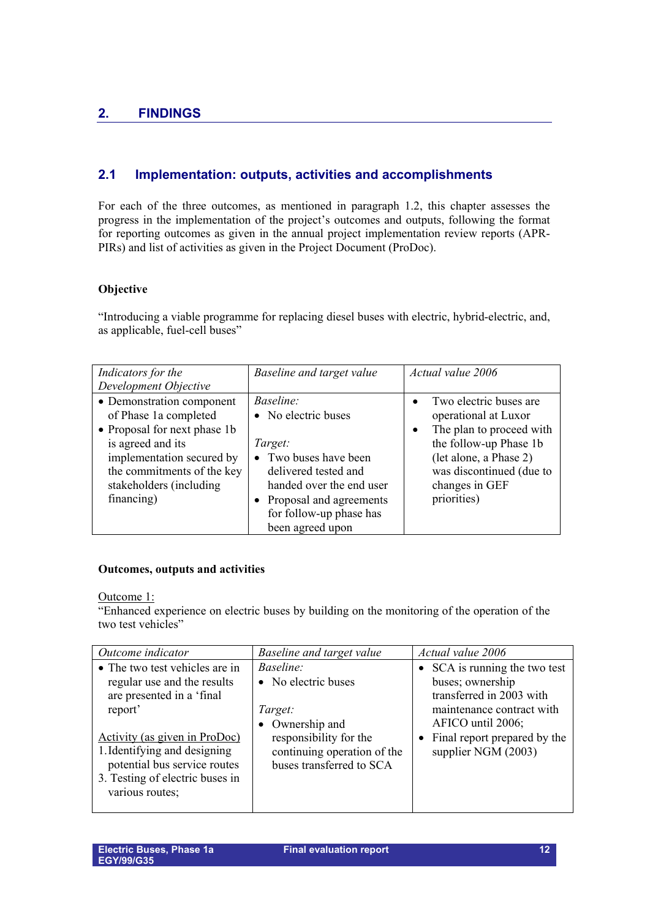## 2. FINDINGS

### 2.1 Implementation: outputs, activities and accomplishments

For each of the three outcomes, as mentioned in paragraph 1.2, this chapter assesses the progress in the implementation of the project's outcomes and outputs, following the format for reporting outcomes as given in the annual project implementation review reports (APR-PIRs) and list of activities as given in the Project Document (ProDoc).

**Objective**

"Introducing a viable programme for replacing diesel buses with electric, hybrid-electric, and, as applicable, fuel-cell buses"

| *Indicators for the Development Objective* | *Baseline and target value* | *Actual value 2006* |
|---|---|---|
| • Demonstration component of Phase 1a completed<br>• Proposal for next phase 1b is agreed and its implementation secured by the commitments of the key stakeholders (including financing) | *Baseline:*<br>• No electric buses<br><br>*Target:*<br>• Two buses have been delivered tested and handed over the end user<br>• Proposal and agreements for follow-up phase has been agreed upon | • Two electric buses are operational at Luxor<br>• The plan to proceed with the follow-up Phase 1b (let alone, a Phase 2) was discontinued (due to changes in GEF priorities) |

**Outcomes, outputs and activities**

Outcome 1:
"Enhanced experience on electric buses by building on the monitoring of the operation of the two test vehicles"

| *Outcome indicator* | *Baseline and target value* | *Actual value 2006* |
|---|---|---|
| • The two test vehicles are in regular use and the results are presented in a 'final report'<br><br>Activity (as given in ProDoc)<br>1. Identifying and designing potential bus service routes<br>3. Testing of electric buses in various routes; | *Baseline:*<br>• No electric buses<br><br>*Target:*<br>• Ownership and responsibility for the continuing operation of the buses transferred to SCA | • SCA is running the two test buses; ownership transferred in 2003 with maintenance contract with AFICO until 2006;<br>• Final report prepared by the supplier NGM (2003) |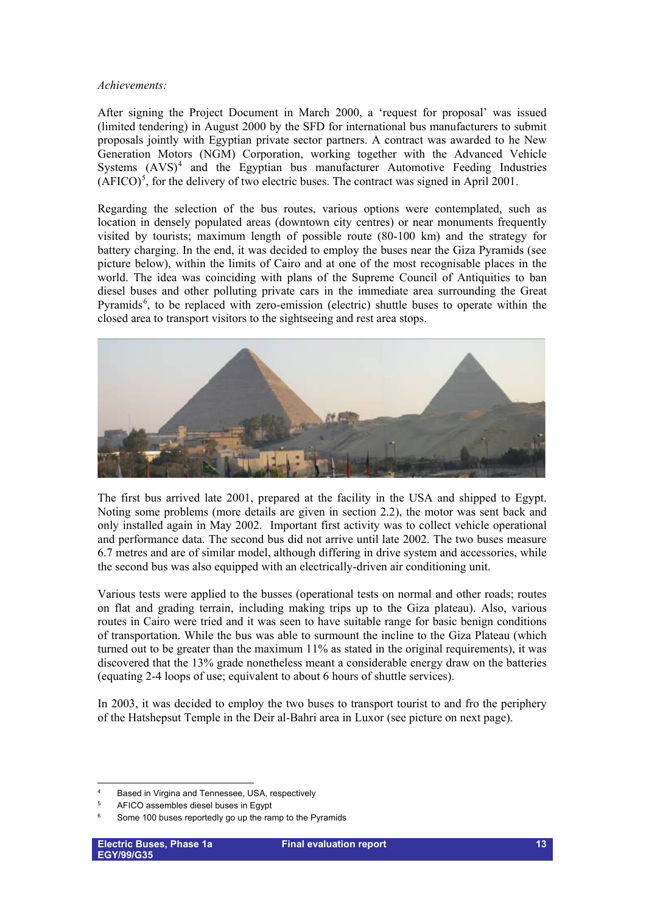*Achievements:*

After signing the Project Document in March 2000, a 'request for proposal' was issued (limited tendering) in August 2000 by the SFD for international bus manufacturers to submit proposals jointly with Egyptian private sector partners. A contract was awarded to he New Generation Motors (NGM) Corporation, working together with the Advanced Vehicle Systems (AVS)[4] and the Egyptian bus manufacturer Automotive Feeding Industries (AFICO)[5], for the delivery of two electric buses. The contract was signed in April 2001.

Regarding the selection of the bus routes, various options were contemplated, such as location in densely populated areas (downtown city centres) or near monuments frequently visited by tourists; maximum length of possible route (80-100 km) and the strategy for battery charging. In the end, it was decided to employ the buses near the Giza Pyramids (see picture below), within the limits of Cairo and at one of the most recognisable places in the world. The idea was coinciding with plans of the Supreme Council of Antiquities to ban diesel buses and other polluting private cars in the immediate area surrounding the Great Pyramids[6], to be replaced with zero-emission (electric) shuttle buses to operate within the closed area to transport visitors to the sightseeing and rest area stops.

The first bus arrived late 2001, prepared at the facility in the USA and shipped to Egypt. Noting some problems (more details are given in section 2.2), the motor was sent back and only installed again in May 2002. Important first activity was to collect vehicle operational and performance data. The second bus did not arrive until late 2002. The two buses measure 6.7 metres and are of similar model, although differing in drive system and accessories, while the second bus was also equipped with an electrically-driven air conditioning unit.

Various tests were applied to the busses (operational tests on normal and other roads; routes on flat and grading terrain, including making trips up to the Giza plateau). Also, various routes in Cairo were tried and it was seen to have suitable range for basic benign conditions of transportation. While the bus was able to surmount the incline to the Giza Plateau (which turned out to be greater than the maximum 11% as stated in the original requirements), it was discovered that the 13% grade nonetheless meant a considerable energy draw on the batteries (equating 2-4 loops of use; equivalent to about 6 hours of shuttle services).

In 2003, it was decided to employ the two buses to transport tourist to and fro the periphery of the Hatshepsut Temple in the Deir al-Bahri area in Luxor (see picture on next page).

---

[4] Based in Virgina and Tennessee, USA, respectively

[5] AFICO assembles diesel buses in Egypt

[6] Some 100 buses reportedly go up the ramp to the Pyramids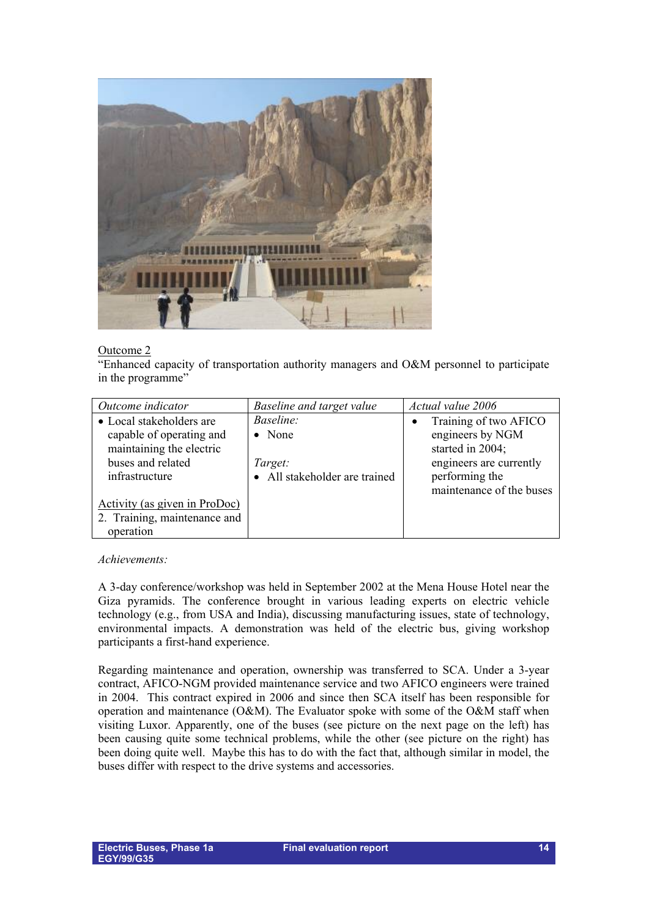Outcome 2

"Enhanced capacity of transportation authority managers and O&M personnel to participate in the programme"

| *Outcome indicator* | *Baseline and target value* | *Actual value 2006* |
| --- | --- | --- |
| • Local stakeholders are capable of operating and maintaining the electric buses and related infrastructure<br><br>Activity (as given in ProDoc)<br>2. Training, maintenance and operation | *Baseline:*<br>• None<br><br>*Target:*<br>• All stakeholder are trained | • Training of two AFICO engineers by NGM started in 2004; engineers are currently performing the maintenance of the buses |

*Achievements:*

A 3-day conference/workshop was held in September 2002 at the Mena House Hotel near the Giza pyramids. The conference brought in various leading experts on electric vehicle technology (e.g., from USA and India), discussing manufacturing issues, state of technology, environmental impacts. A demonstration was held of the electric bus, giving workshop participants a first-hand experience.

Regarding maintenance and operation, ownership was transferred to SCA. Under a 3-year contract, AFICO-NGM provided maintenance service and two AFICO engineers were trained in 2004. This contract expired in 2006 and since then SCA itself has been responsible for operation and maintenance (O&M). The Evaluator spoke with some of the O&M staff when visiting Luxor. Apparently, one of the buses (see picture on the next page on the left) has been causing quite some technical problems, while the other (see picture on the right) has been doing quite well. Maybe this has to do with the fact that, although similar in model, the buses differ with respect to the drive systems and accessories.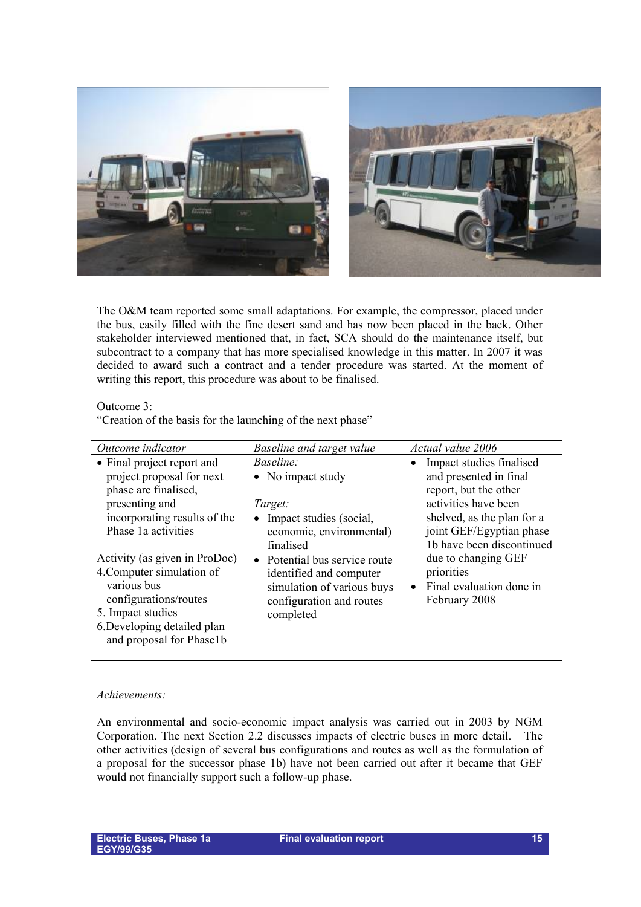The O&M team reported some small adaptations. For example, the compressor, placed under the bus, easily filled with the fine desert sand and has now been placed in the back. Other stakeholder interviewed mentioned that, in fact, SCA should do the maintenance itself, but subcontract to a company that has more specialised knowledge in this matter. In 2007 it was decided to award such a contract and a tender procedure was started. At the moment of writing this report, this procedure was about to be finalised.

Outcome 3:
"Creation of the basis for the launching of the next phase"

| *Outcome indicator* | *Baseline and target value* | *Actual value 2006* |
|---|---|---|
| • Final project report and project proposal for next phase are finalised, presenting and incorporating results of the Phase 1a activities<br><br>Activity (as given in ProDoc)<br>4. Computer simulation of various bus configurations/routes<br>5. Impact studies<br>6. Developing detailed plan and proposal for Phase1b | *Baseline:*<br>• No impact study<br><br>*Target:*<br>• Impact studies (social, economic, environmental) finalised<br>• Potential bus service route identified and computer simulation of various buys configuration and routes completed | • Impact studies finalised and presented in final report, but the other activities have been shelved, as the plan for a joint GEF/Egyptian phase 1b have been discontinued due to changing GEF priorities<br>• Final evaluation done in February 2008 |

*Achievements:*

An environmental and socio-economic impact analysis was carried out in 2003 by NGM Corporation. The next Section 2.2 discusses impacts of electric buses in more detail. The other activities (design of several bus configurations and routes as well as the formulation of a proposal for the successor phase 1b) have not been carried out after it became that GEF would not financially support such a follow-up phase.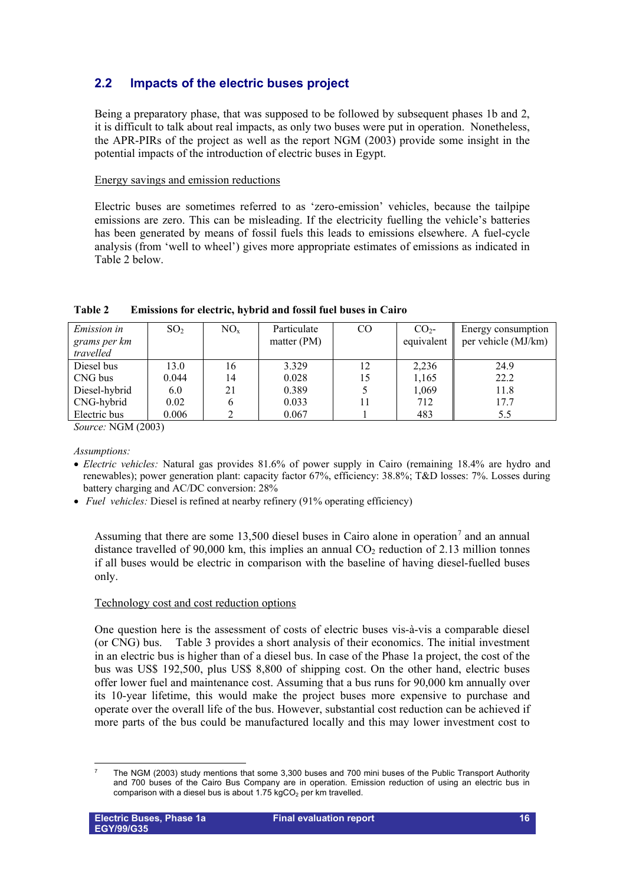## 2.2 Impacts of the electric buses project

Being a preparatory phase, that was supposed to be followed by subsequent phases 1b and 2, it is difficult to talk about real impacts, as only two buses were put in operation. Nonetheless, the APR-PIRs of the project as well as the report NGM (2003) provide some insight in the potential impacts of the introduction of electric buses in Egypt.

Energy savings and emission reductions

Electric buses are sometimes referred to as 'zero-emission' vehicles, because the tailpipe emissions are zero. This can be misleading. If the electricity fuelling the vehicle's batteries has been generated by means of fossil fuels this leads to emissions elsewhere. A fuel-cycle analysis (from 'well to wheel') gives more appropriate estimates of emissions as indicated in Table 2 below.

**Table 2 Emissions for electric, hybrid and fossil fuel buses in Cairo**

| *Emission in grams per km travelled* | $SO_2$ | $NO_x$ | Particulate matter (PM) | CO | $CO_2$-equivalent | Energy consumption per vehicle (MJ/km) |
|---|---|---|---|---|---|---|
| Diesel bus | 13.0 | 16 | 3.329 | 12 | 2,236 | 24.9 |
| CNG bus | 0.044 | 14 | 0.028 | 15 | 1,165 | 22.2 |
| Diesel-hybrid | 6.0 | 21 | 0.389 | 5 | 1,069 | 11.8 |
| CNG-hybrid | 0.02 | 6 | 0.033 | 11 | 712 | 17.7 |
| Electric bus | 0.006 | 2 | 0.067 | 1 | 483 | 5.5 |

*Source:* NGM (2003)

*Assumptions:*

- *Electric vehicles:* Natural gas provides 81.6% of power supply in Cairo (remaining 18.4% are hydro and renewables); power generation plant: capacity factor 67%, efficiency: 38.8%; T&D losses: 7%. Losses during battery charging and AC/DC conversion: 28%
- *Fuel vehicles:* Diesel is refined at nearby refinery (91% operating efficiency)

Assuming that there are some 13,500 diesel buses in Cairo alone in operation[7] and an annual distance travelled of 90,000 km, this implies an annual $CO_2$ reduction of 2.13 million tonnes if all buses would be electric in comparison with the baseline of having diesel-fuelled buses only.

Technology cost and cost reduction options

One question here is the assessment of costs of electric buses vis-à-vis a comparable diesel (or CNG) bus. Table 3 provides a short analysis of their economics. The initial investment in an electric bus is higher than of a diesel bus. In case of the Phase 1a project, the cost of the bus was US$ 192,500, plus US$ 8,800 of shipping cost. On the other hand, electric buses offer lower fuel and maintenance cost. Assuming that a bus runs for 90,000 km annually over its 10-year lifetime, this would make the project buses more expensive to purchase and operate over the overall life of the bus. However, substantial cost reduction can be achieved if more parts of the bus could be manufactured locally and this may lower investment cost to

[7] The NGM (2003) study mentions that some 3,300 buses and 700 mini buses of the Public Transport Authority and 700 buses of the Cairo Bus Company are in operation. Emission reduction of using an electric bus in comparison with a diesel bus is about 1.75 $kgCO_2$ per km travelled.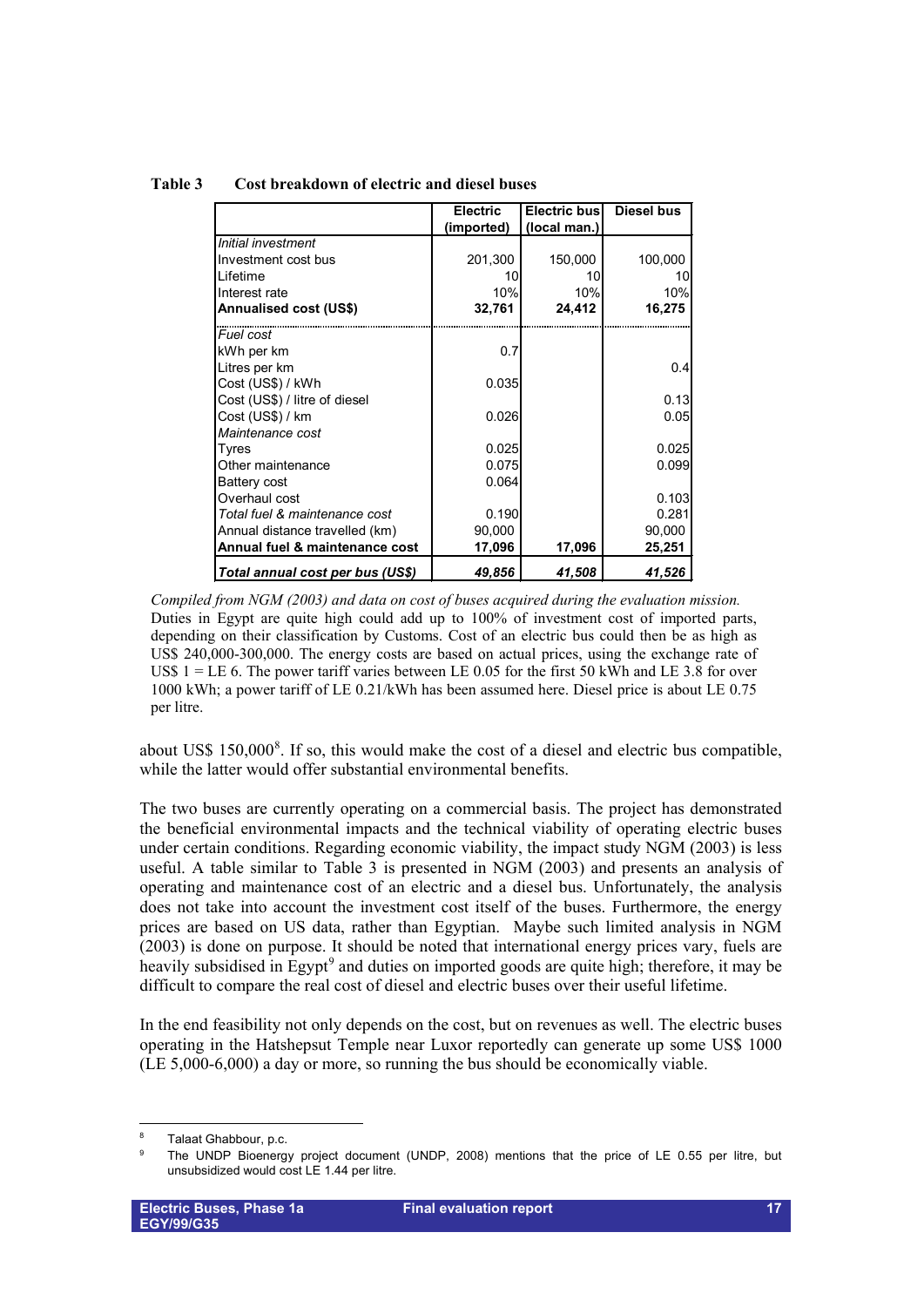**Table 3 Cost breakdown of electric and diesel buses**

| | Electric (imported) | Electric bus (local man.) | Diesel bus |
|---|---|---|---|
| *Initial investment* | | | |
| Investment cost bus | 201,300 | 150,000 | 100,000 |
| Lifetime | 10 | 10 | 10 |
| Interest rate | 10% | 10% | 10% |
| **Annualised cost (US$)** | **32,761** | **24,412** | **16,275** |
| *Fuel cost* | | | |
| kWh per km | 0.7 | | |
| Litres per km | | | 0.4 |
| Cost (US$) / kWh | 0.035 | | |
| Cost (US$) / litre of diesel | | | 0.13 |
| Cost (US$) / km | 0.026 | | 0.05 |
| *Maintenance cost* | | | |
| Tyres | 0.025 | | 0.025 |
| Other maintenance | 0.075 | | 0.099 |
| Battery cost | 0.064 | | |
| Overhaul cost | | | 0.103 |
| *Total fuel & maintenance cost* | 0.190 | | 0.281 |
| Annual distance travelled (km) | 90,000 | | 90,000 |
| **Annual fuel & maintenance cost** | **17,096** | **17,096** | **25,251** |
| ***Total annual cost per bus (US$)*** | ***49,856*** | ***41,508*** | ***41,526*** |

*Compiled from NGM (2003) and data on cost of buses acquired during the evaluation mission.* Duties in Egypt are quite high could add up to 100% of investment cost of imported parts, depending on their classification by Customs. Cost of an electric bus could then be as high as US$ 240,000-300,000. The energy costs are based on actual prices, using the exchange rate of US$ 1 = LE 6. The power tariff varies between LE 0.05 for the first 50 kWh and LE 3.8 for over 1000 kWh; a power tariff of LE 0.21/kWh has been assumed here. Diesel price is about LE 0.75 per litre.

about US$ 150,000[8]. If so, this would make the cost of a diesel and electric bus compatible, while the latter would offer substantial environmental benefits.

The two buses are currently operating on a commercial basis. The project has demonstrated the beneficial environmental impacts and the technical viability of operating electric buses under certain conditions. Regarding economic viability, the impact study NGM (2003) is less useful. A table similar to Table 3 is presented in NGM (2003) and presents an analysis of operating and maintenance cost of an electric and a diesel bus. Unfortunately, the analysis does not take into account the investment cost itself of the buses. Furthermore, the energy prices are based on US data, rather than Egyptian. Maybe such limited analysis in NGM (2003) is done on purpose. It should be noted that international energy prices vary, fuels are heavily subsidised in Egypt[9] and duties on imported goods are quite high; therefore, it may be difficult to compare the real cost of diesel and electric buses over their useful lifetime.

In the end feasibility not only depends on the cost, but on revenues as well. The electric buses operating in the Hatshepsut Temple near Luxor reportedly can generate up some US$ 1000 (LE 5,000-6,000) a day or more, so running the bus should be economically viable.

---

[8] Talaat Ghabbour, p.c.

[9] The UNDP Bioenergy project document (UNDP, 2008) mentions that the price of LE 0.55 per litre, but unsubsidized would cost LE 1.44 per litre.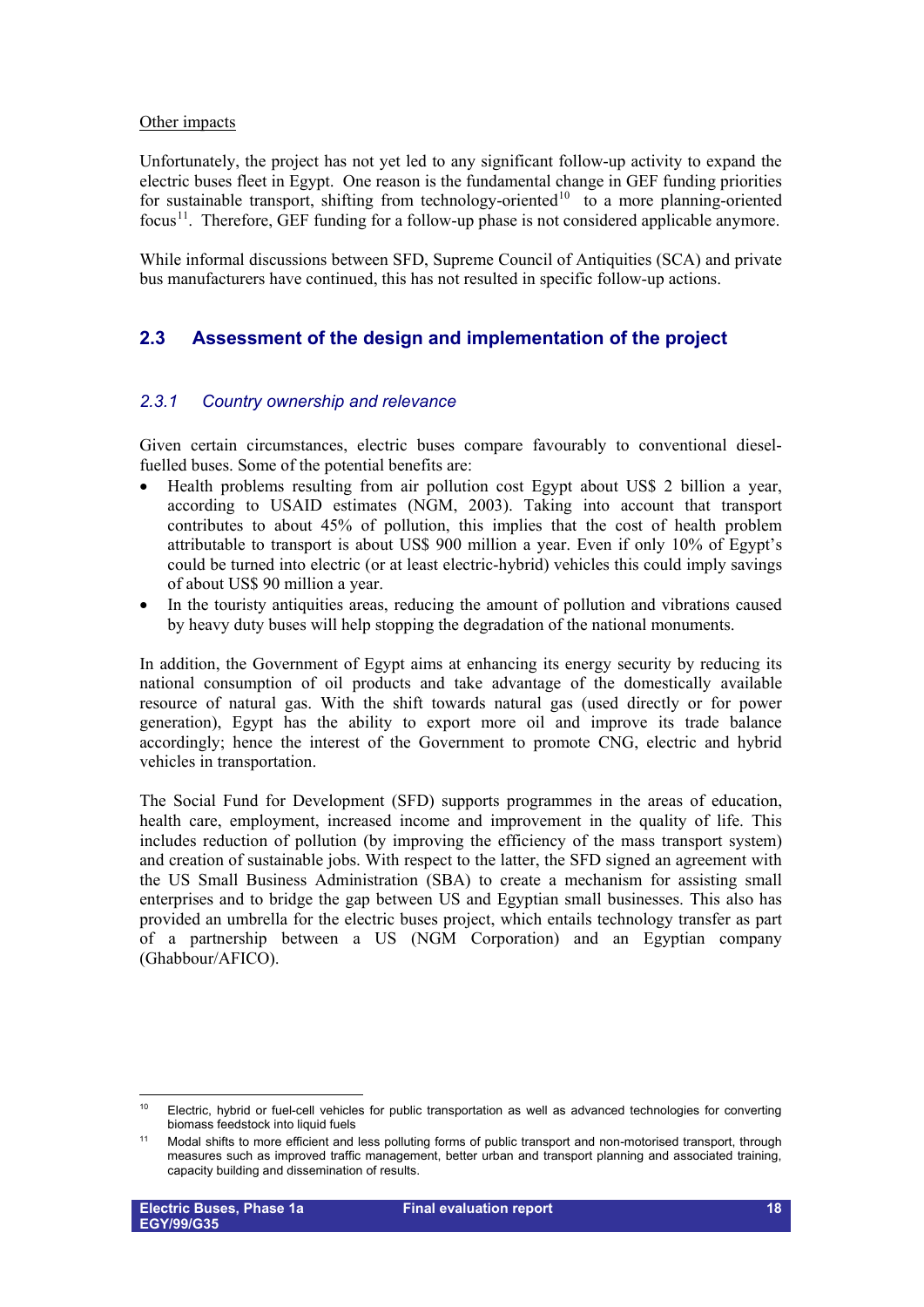Other impacts

Unfortunately, the project has not yet led to any significant follow-up activity to expand the electric buses fleet in Egypt. One reason is the fundamental change in GEF funding priorities for sustainable transport, shifting from technology-oriented[10] to a more planning-oriented focus[11]. Therefore, GEF funding for a follow-up phase is not considered applicable anymore.

While informal discussions between SFD, Supreme Council of Antiquities (SCA) and private bus manufacturers have continued, this has not resulted in specific follow-up actions.

## 2.3 Assessment of the design and implementation of the project

### *2.3.1 Country ownership and relevance*

Given certain circumstances, electric buses compare favourably to conventional diesel-fuelled buses. Some of the potential benefits are:

- Health problems resulting from air pollution cost Egypt about US$ 2 billion a year, according to USAID estimates (NGM, 2003). Taking into account that transport contributes to about 45% of pollution, this implies that the cost of health problem attributable to transport is about US$ 900 million a year. Even if only 10% of Egypt's could be turned into electric (or at least electric-hybrid) vehicles this could imply savings of about US$ 90 million a year.
- In the touristy antiquities areas, reducing the amount of pollution and vibrations caused by heavy duty buses will help stopping the degradation of the national monuments.

In addition, the Government of Egypt aims at enhancing its energy security by reducing its national consumption of oil products and take advantage of the domestically available resource of natural gas. With the shift towards natural gas (used directly or for power generation), Egypt has the ability to export more oil and improve its trade balance accordingly; hence the interest of the Government to promote CNG, electric and hybrid vehicles in transportation.

The Social Fund for Development (SFD) supports programmes in the areas of education, health care, employment, increased income and improvement in the quality of life. This includes reduction of pollution (by improving the efficiency of the mass transport system) and creation of sustainable jobs. With respect to the latter, the SFD signed an agreement with the US Small Business Administration (SBA) to create a mechanism for assisting small enterprises and to bridge the gap between US and Egyptian small businesses. This also has provided an umbrella for the electric buses project, which entails technology transfer as part of a partnership between a US (NGM Corporation) and an Egyptian company (Ghabbour/AFICO).

[10] Electric, hybrid or fuel-cell vehicles for public transportation as well as advanced technologies for converting biomass feedstock into liquid fuels

[11] Modal shifts to more efficient and less polluting forms of public transport and non-motorised transport, through measures such as improved traffic management, better urban and transport planning and associated training, capacity building and dissemination of results.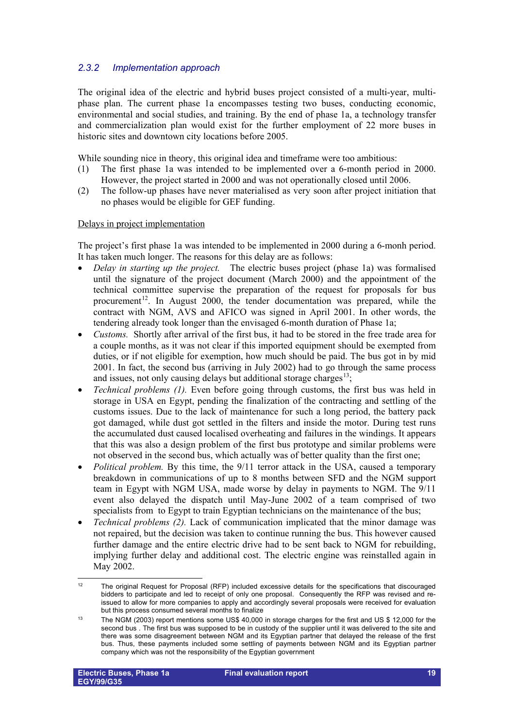### 2.3.2 Implementation approach

The original idea of the electric and hybrid buses project consisted of a multi-year, multi-phase plan. The current phase 1a encompasses testing two buses, conducting economic, environmental and social studies, and training. By the end of phase 1a, a technology transfer and commercialization plan would exist for the further employment of 22 more buses in historic sites and downtown city locations before 2005.

While sounding nice in theory, this original idea and timeframe were too ambitious:

(1) The first phase 1a was intended to be implemented over a 6-month period in 2000. However, the project started in 2000 and was not operationally closed until 2006.

(2) The follow-up phases have never materialised as very soon after project initiation that no phases would be eligible for GEF funding.

<u>Delays in project implementation</u>

The project's first phase 1a was intended to be implemented in 2000 during a 6-monh period. It has taken much longer. The reasons for this delay are as follows:

- *Delay in starting up the project.* The electric buses project (phase 1a) was formalised until the signature of the project document (March 2000) and the appointment of the technical committee supervise the preparation of the request for proposals for bus procurement[12]. In August 2000, the tender documentation was prepared, while the contract with NGM, AVS and AFICO was signed in April 2001. In other words, the tendering already took longer than the envisaged 6-month duration of Phase 1a;
- *Customs.* Shortly after arrival of the first bus, it had to be stored in the free trade area for a couple months, as it was not clear if this imported equipment should be exempted from duties, or if not eligible for exemption, how much should be paid. The bus got in by mid 2001. In fact, the second bus (arriving in July 2002) had to go through the same process and issues, not only causing delays but additional storage charges[13];
- *Technical problems (1).* Even before going through customs, the first bus was held in storage in USA en Egypt, pending the finalization of the contracting and settling of the customs issues. Due to the lack of maintenance for such a long period, the battery pack got damaged, while dust got settled in the filters and inside the motor. During test runs the accumulated dust caused localised overheating and failures in the windings. It appears that this was also a design problem of the first bus prototype and similar problems were not observed in the second bus, which actually was of better quality than the first one;
- *Political problem.* By this time, the 9/11 terror attack in the USA, caused a temporary breakdown in communications of up to 8 months between SFD and the NGM support team in Egypt with NGM USA, made worse by delay in payments to NGM. The 9/11 event also delayed the dispatch until May-June 2002 of a team comprised of two specialists from to Egypt to train Egyptian technicians on the maintenance of the bus;
- *Technical problems (2).* Lack of communication implicated that the minor damage was not repaired, but the decision was taken to continue running the bus. This however caused further damage and the entire electric drive had to be sent back to NGM for rebuilding, implying further delay and additional cost. The electric engine was reinstalled again in May 2002.

---

[12] The original Request for Proposal (RFP) included excessive details for the specifications that discouraged bidders to participate and led to receipt of only one proposal. Consequently the RFP was revised and re-issued to allow for more companies to apply and accordingly several proposals were received for evaluation but this process consumed several months to finalize

[13] The NGM (2003) report mentions some US$ 40,000 in storage charges for the first and US $ 12,000 for the second bus . The first bus was supposed to be in custody of the supplier until it was delivered to the site and there was some disagreement between NGM and its Egyptian partner that delayed the release of the first bus. Thus, these payments included some settling of payments between NGM and its Egyptian partner company which was not the responsibility of the Egyptian government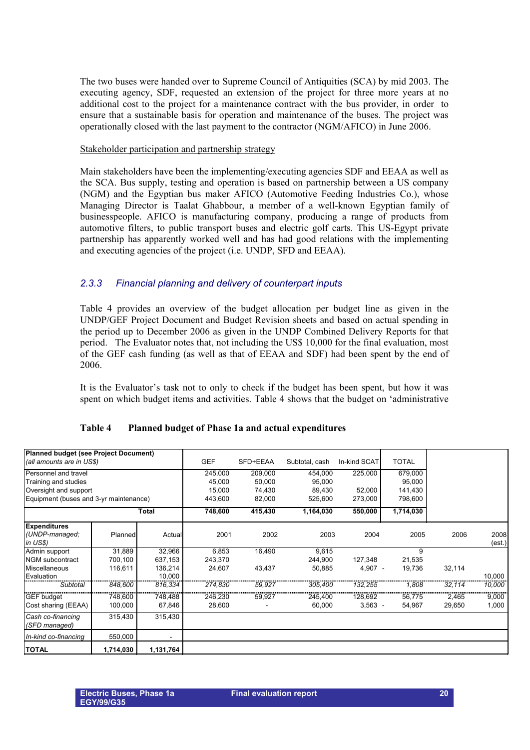The two buses were handed over to Supreme Council of Antiquities (SCA) by mid 2003. The executing agency, SDF, requested an extension of the project for three more years at no additional cost to the project for a maintenance contract with the bus provider, in order to ensure that a sustainable basis for operation and maintenance of the buses. The project was operationally closed with the last payment to the contractor (NGM/AFICO) in June 2006.

Stakeholder participation and partnership strategy

Main stakeholders have been the implementing/executing agencies SDF and EEAA as well as the SCA. Bus supply, testing and operation is based on partnership between a US company (NGM) and the Egyptian bus maker AFICO (Automotive Feeding Industries Co.), whose Managing Director is Taalat Ghabbour, a member of a well-known Egyptian family of businesspeople. AFICO is manufacturing company, producing a range of products from automotive filters, to public transport buses and electric golf carts. This US-Egypt private partnership has apparently worked well and has had good relations with the implementing and executing agencies of the project (i.e. UNDP, SFD and EEAA).

### *2.3.3 Financial planning and delivery of counterpart inputs*

Table 4 provides an overview of the budget allocation per budget line as given in the UNDP/GEF Project Document and Budget Revision sheets and based on actual spending in the period up to December 2006 as given in the UNDP Combined Delivery Reports for that period. The Evaluator notes that, not including the US$ 10,000 for the final evaluation, most of the GEF cash funding (as well as that of EEAA and SDF) had been spent by the end of 2006.

It is the Evaluator's task not to only to check if the budget has been spent, but how it was spent on which budget items and activities. Table 4 shows that the budget on 'administrative

**Table 4 Planned budget of Phase 1a and actual expenditures**

| **Planned budget (see Project Document)** *(all amounts are in US$)* | GEF | SFD+EEAA | Subtotal, cash | In-kind SCAT | TOTAL |
|---|---|---|---|---|---|
| Personnel and travel | 245,000 | 209,000 | 454,000 | 225,000 | 679,000 |
| Training and studies | 45,000 | 50,000 | 95,000 | | 95,000 |
| Oversight and support | 15,000 | 74,430 | 89,430 | 52,000 | 141,430 |
| Equipment (buses and 3-yr maintenance) | 443,600 | 82,000 | 525,600 | 273,000 | 798,600 |
| **Total** | **748,600** | **415,430** | **1,164,030** | **550,000** | **1,714,030** |

| **Expenditures** *(UNDP-managed; in US$)* | Planned | Actual | 2001 | 2002 | 2003 | 2004 | 2005 | 2006 | 2008 (est.) |
|---|---|---|---|---|---|---|---|---|---|
| Admin support | 31,889 | 32,966 | 6,853 | 16,490 | 9,615 | | 9 | | |
| NGM subcontract | 700,100 | 637,153 | 243,370 | | 244,900 | 127,348 | 21,535 | | |
| Miscellaneous | 116,611 | 136,214 | 24,607 | 43,437 | 50,885 | 4,907 - | 19,736 | 32,114 | |
| Evaluation | | 10,000 | | | | | | | 10,000 |
| *Subtotal* | *848,600* | *816,334* | *274,830* | *59,927* | *305,400* | *132,255* | *1,808* | *32,114* | *10,000* |
| GEF budget | 748,600 | 748,488 | 246,230 | 59,927 | 245,400 | 128,692 | 56,775 | 2,465 | 9,000 |
| Cost sharing (EEAA) | 100,000 | 67,846 | 28,600 | - | 60,000 | 3,563 - | 54,967 | 29,650 | 1,000 |
| *Cash co-financing (SFD managed)* | 315,430 | 315,430 | | | | | | | |
| *In-kind co-financing* | 550,000 | - | | | | | | | |
| **TOTAL** | **1,714,030** | **1,131,764** | | | | | | | |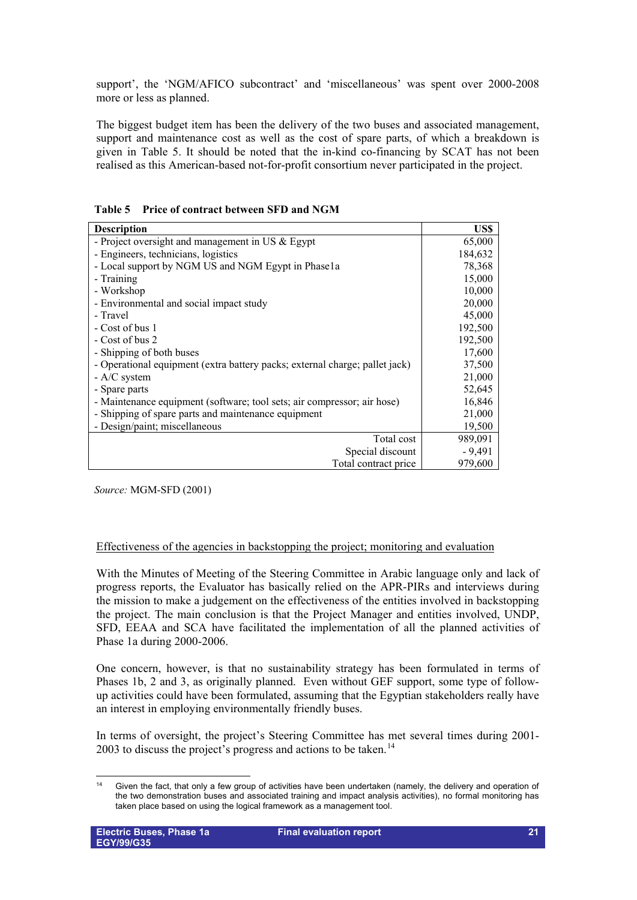support', the 'NGM/AFICO subcontract' and 'miscellaneous' was spent over 2000-2008 more or less as planned.

The biggest budget item has been the delivery of the two buses and associated management, support and maintenance cost as well as the cost of spare parts, of which a breakdown is given in Table 5. It should be noted that the in-kind co-financing by SCAT has not been realised as this American-based not-for-profit consortium never participated in the project.

**Table 5 Price of contract between SFD and NGM**

| Description | US$ |
|---|---:|
| - Project oversight and management in US & Egypt | 65,000 |
| - Engineers, technicians, logistics | 184,632 |
| - Local support by NGM US and NGM Egypt in Phase1a | 78,368 |
| - Training | 15,000 |
| - Workshop | 10,000 |
| - Environmental and social impact study | 20,000 |
| - Travel | 45,000 |
| - Cost of bus 1 | 192,500 |
| - Cost of bus 2 | 192,500 |
| - Shipping of both buses | 17,600 |
| - Operational equipment (extra battery packs; external charge; pallet jack) | 37,500 |
| - A/C system | 21,000 |
| - Spare parts | 52,645 |
| - Maintenance equipment (software; tool sets; air compressor; air hose) | 16,846 |
| - Shipping of spare parts and maintenance equipment | 21,000 |
| - Design/paint; miscellaneous | 19,500 |
| Total cost | 989,091 |
| Special discount | - 9,491 |
| Total contract price | 979,600 |

*Source:* MGM-SFD (2001)

Effectiveness of the agencies in backstopping the project; monitoring and evaluation

With the Minutes of Meeting of the Steering Committee in Arabic language only and lack of progress reports, the Evaluator has basically relied on the APR-PIRs and interviews during the mission to make a judgement on the effectiveness of the entities involved in backstopping the project. The main conclusion is that the Project Manager and entities involved, UNDP, SFD, EEAA and SCA have facilitated the implementation of all the planned activities of Phase 1a during 2000-2006.

One concern, however, is that no sustainability strategy has been formulated in terms of Phases 1b, 2 and 3, as originally planned. Even without GEF support, some type of follow-up activities could have been formulated, assuming that the Egyptian stakeholders really have an interest in employing environmentally friendly buses.

In terms of oversight, the project's Steering Committee has met several times during 2001-2003 to discuss the project's progress and actions to be taken.[14]

[14] Given the fact, that only a few group of activities have been undertaken (namely, the delivery and operation of the two demonstration buses and associated training and impact analysis activities), no formal monitoring has taken place based on using the logical framework as a management tool.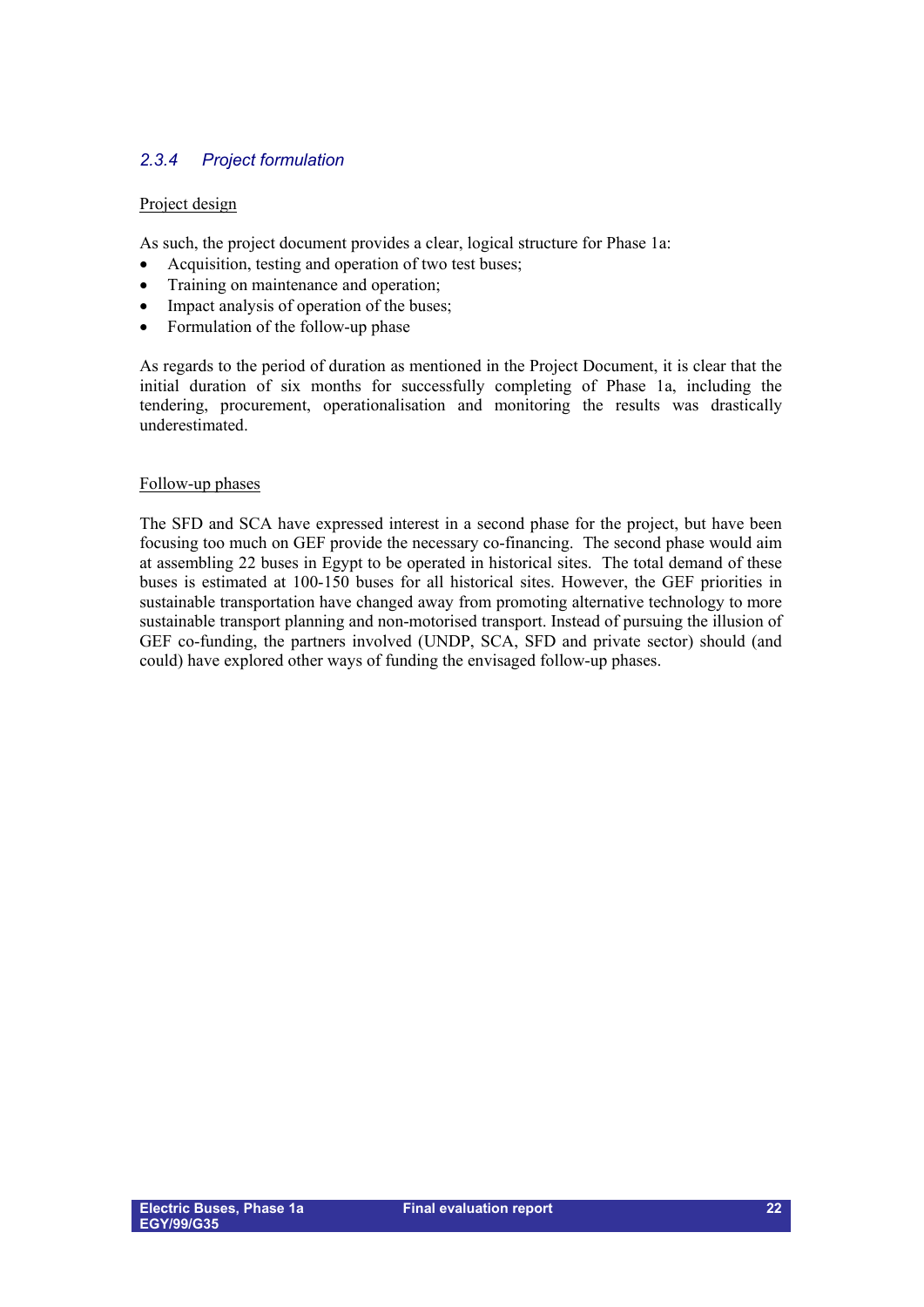### *2.3.4 Project formulation*

Project design

As such, the project document provides a clear, logical structure for Phase 1a:

- Acquisition, testing and operation of two test buses;
- Training on maintenance and operation;
- Impact analysis of operation of the buses;
- Formulation of the follow-up phase

As regards to the period of duration as mentioned in the Project Document, it is clear that the initial duration of six months for successfully completing of Phase 1a, including the tendering, procurement, operationalisation and monitoring the results was drastically underestimated.

Follow-up phases

The SFD and SCA have expressed interest in a second phase for the project, but have been focusing too much on GEF provide the necessary co-financing. The second phase would aim at assembling 22 buses in Egypt to be operated in historical sites. The total demand of these buses is estimated at 100-150 buses for all historical sites. However, the GEF priorities in sustainable transportation have changed away from promoting alternative technology to more sustainable transport planning and non-motorised transport. Instead of pursuing the illusion of GEF co-funding, the partners involved (UNDP, SCA, SFD and private sector) should (and could) have explored other ways of funding the envisaged follow-up phases.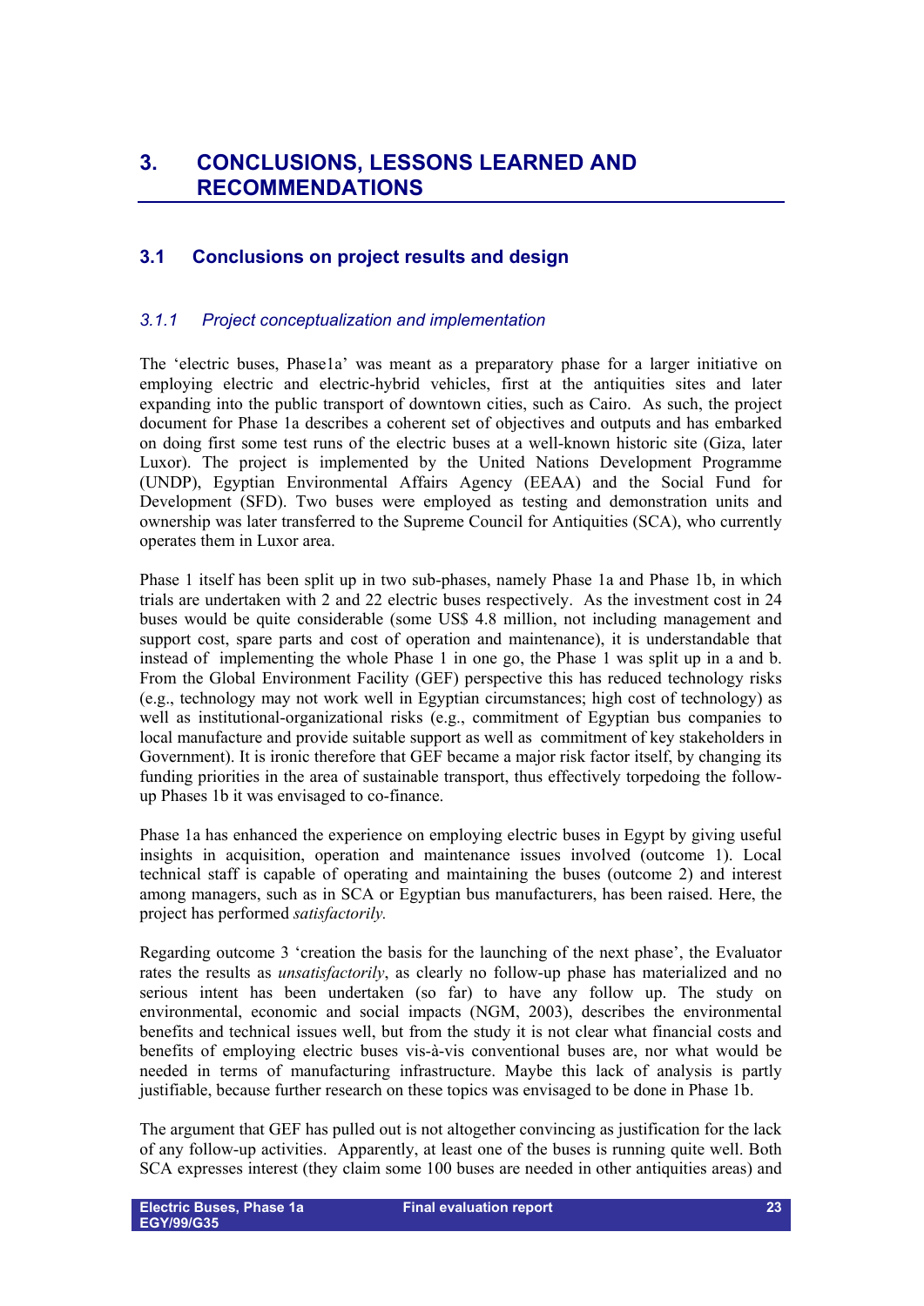# 3. CONCLUSIONS, LESSONS LEARNED AND RECOMMENDATIONS

## 3.1 Conclusions on project results and design

### *3.1.1 Project conceptualization and implementation*

The 'electric buses, Phase1a' was meant as a preparatory phase for a larger initiative on employing electric and electric-hybrid vehicles, first at the antiquities sites and later expanding into the public transport of downtown cities, such as Cairo. As such, the project document for Phase 1a describes a coherent set of objectives and outputs and has embarked on doing first some test runs of the electric buses at a well-known historic site (Giza, later Luxor). The project is implemented by the United Nations Development Programme (UNDP), Egyptian Environmental Affairs Agency (EEAA) and the Social Fund for Development (SFD). Two buses were employed as testing and demonstration units and ownership was later transferred to the Supreme Council for Antiquities (SCA), who currently operates them in Luxor area.

Phase 1 itself has been split up in two sub-phases, namely Phase 1a and Phase 1b, in which trials are undertaken with 2 and 22 electric buses respectively. As the investment cost in 24 buses would be quite considerable (some US$ 4.8 million, not including management and support cost, spare parts and cost of operation and maintenance), it is understandable that instead of implementing the whole Phase 1 in one go, the Phase 1 was split up in a and b. From the Global Environment Facility (GEF) perspective this has reduced technology risks (e.g., technology may not work well in Egyptian circumstances; high cost of technology) as well as institutional-organizational risks (e.g., commitment of Egyptian bus companies to local manufacture and provide suitable support as well as commitment of key stakeholders in Government). It is ironic therefore that GEF became a major risk factor itself, by changing its funding priorities in the area of sustainable transport, thus effectively torpedoing the follow-up Phases 1b it was envisaged to co-finance.

Phase 1a has enhanced the experience on employing electric buses in Egypt by giving useful insights in acquisition, operation and maintenance issues involved (outcome 1). Local technical staff is capable of operating and maintaining the buses (outcome 2) and interest among managers, such as in SCA or Egyptian bus manufacturers, has been raised. Here, the project has performed *satisfactorily.*

Regarding outcome 3 'creation the basis for the launching of the next phase', the Evaluator rates the results as *unsatisfactorily*, as clearly no follow-up phase has materialized and no serious intent has been undertaken (so far) to have any follow up. The study on environmental, economic and social impacts (NGM, 2003), describes the environmental benefits and technical issues well, but from the study it is not clear what financial costs and benefits of employing electric buses vis-à-vis conventional buses are, nor what would be needed in terms of manufacturing infrastructure. Maybe this lack of analysis is partly justifiable, because further research on these topics was envisaged to be done in Phase 1b.

The argument that GEF has pulled out is not altogether convincing as justification for the lack of any follow-up activities. Apparently, at least one of the buses is running quite well. Both SCA expresses interest (they claim some 100 buses are needed in other antiquities areas) and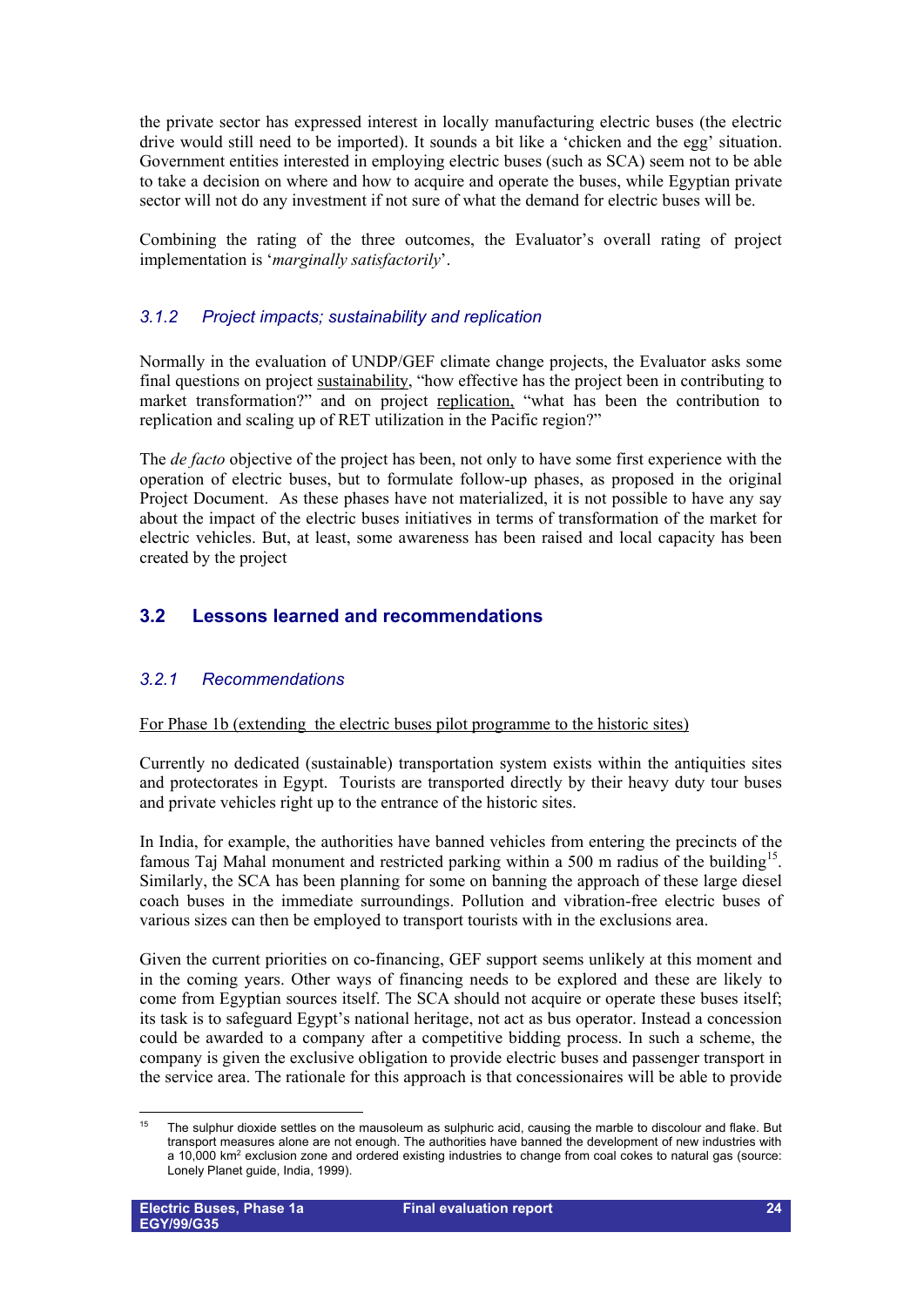the private sector has expressed interest in locally manufacturing electric buses (the electric drive would still need to be imported). It sounds a bit like a 'chicken and the egg' situation. Government entities interested in employing electric buses (such as SCA) seem not to be able to take a decision on where and how to acquire and operate the buses, while Egyptian private sector will not do any investment if not sure of what the demand for electric buses will be.

Combining the rating of the three outcomes, the Evaluator's overall rating of project implementation is '*marginally satisfactorily*'.

### *3.1.2 Project impacts; sustainability and replication*

Normally in the evaluation of UNDP/GEF climate change projects, the Evaluator asks some final questions on project sustainability, "how effective has the project been in contributing to market transformation?" and on project replication, "what has been the contribution to replication and scaling up of RET utilization in the Pacific region?"

The *de facto* objective of the project has been, not only to have some first experience with the operation of electric buses, but to formulate follow-up phases, as proposed in the original Project Document. As these phases have not materialized, it is not possible to have any say about the impact of the electric buses initiatives in terms of transformation of the market for electric vehicles. But, at least, some awareness has been raised and local capacity has been created by the project

## 3.2 Lessons learned and recommendations

### *3.2.1 Recommendations*

For Phase 1b (extending the electric buses pilot programme to the historic sites)

Currently no dedicated (sustainable) transportation system exists within the antiquities sites and protectorates in Egypt. Tourists are transported directly by their heavy duty tour buses and private vehicles right up to the entrance of the historic sites.

In India, for example, the authorities have banned vehicles from entering the precincts of the famous Taj Mahal monument and restricted parking within a 500 m radius of the building[15]. Similarly, the SCA has been planning for some on banning the approach of these large diesel coach buses in the immediate surroundings. Pollution and vibration-free electric buses of various sizes can then be employed to transport tourists with in the exclusions area.

Given the current priorities on co-financing, GEF support seems unlikely at this moment and in the coming years. Other ways of financing needs to be explored and these are likely to come from Egyptian sources itself. The SCA should not acquire or operate these buses itself; its task is to safeguard Egypt's national heritage, not act as bus operator. Instead a concession could be awarded to a company after a competitive bidding process. In such a scheme, the company is given the exclusive obligation to provide electric buses and passenger transport in the service area. The rationale for this approach is that concessionaires will be able to provide

---

[15] The sulphur dioxide settles on the mausoleum as sulphuric acid, causing the marble to discolour and flake. But transport measures alone are not enough. The authorities have banned the development of new industries with a 10,000 km$^2$ exclusion zone and ordered existing industries to change from coal cokes to natural gas (source: Lonely Planet guide, India, 1999).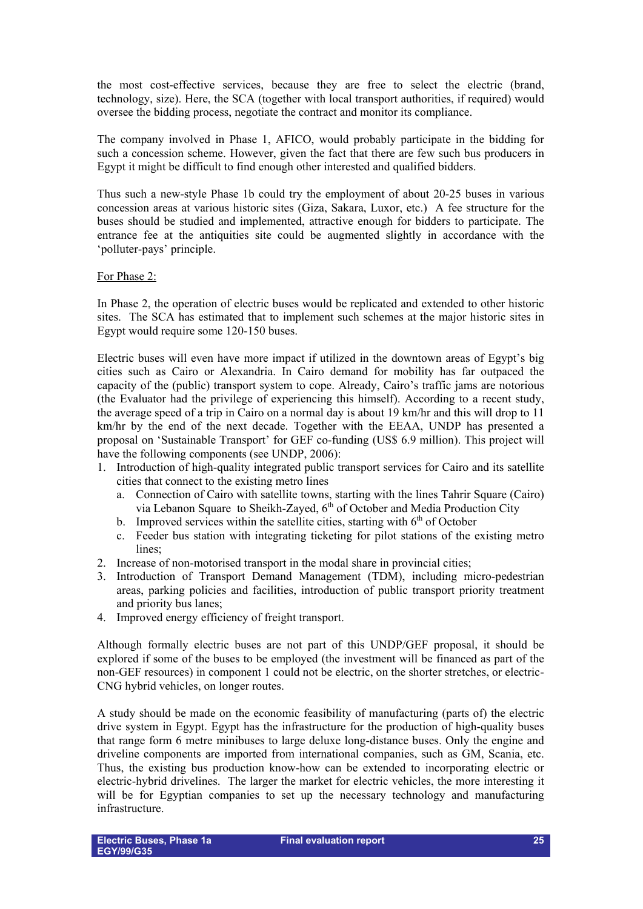the most cost-effective services, because they are free to select the electric (brand, technology, size). Here, the SCA (together with local transport authorities, if required) would oversee the bidding process, negotiate the contract and monitor its compliance.

The company involved in Phase 1, AFICO, would probably participate in the bidding for such a concession scheme. However, given the fact that there are few such bus producers in Egypt it might be difficult to find enough other interested and qualified bidders.

Thus such a new-style Phase 1b could try the employment of about 20-25 buses in various concession areas at various historic sites (Giza, Sakara, Luxor, etc.) A fee structure for the buses should be studied and implemented, attractive enough for bidders to participate. The entrance fee at the antiquities site could be augmented slightly in accordance with the 'polluter-pays' principle.

<u>For Phase 2:</u>

In Phase 2, the operation of electric buses would be replicated and extended to other historic sites. The SCA has estimated that to implement such schemes at the major historic sites in Egypt would require some 120-150 buses.

Electric buses will even have more impact if utilized in the downtown areas of Egypt's big cities such as Cairo or Alexandria. In Cairo demand for mobility has far outpaced the capacity of the (public) transport system to cope. Already, Cairo's traffic jams are notorious (the Evaluator had the privilege of experiencing this himself). According to a recent study, the average speed of a trip in Cairo on a normal day is about 19 km/hr and this will drop to 11 km/hr by the end of the next decade. Together with the EEAA, UNDP has presented a proposal on 'Sustainable Transport' for GEF co-funding (US$ 6.9 million). This project will have the following components (see UNDP, 2006):

1. Introduction of high-quality integrated public transport services for Cairo and its satellite cities that connect to the existing metro lines
   a. Connection of Cairo with satellite towns, starting with the lines Tahrir Square (Cairo) via Lebanon Square to Sheikh-Zayed, 6th of October and Media Production City
   b. Improved services within the satellite cities, starting with 6th of October
   c. Feeder bus station with integrating ticketing for pilot stations of the existing metro lines;
2. Increase of non-motorised transport in the modal share in provincial cities;
3. Introduction of Transport Demand Management (TDM), including micro-pedestrian areas, parking policies and facilities, introduction of public transport priority treatment and priority bus lanes;
4. Improved energy efficiency of freight transport.

Although formally electric buses are not part of this UNDP/GEF proposal, it should be explored if some of the buses to be employed (the investment will be financed as part of the non-GEF resources) in component 1 could not be electric, on the shorter stretches, or electric-CNG hybrid vehicles, on longer routes.

A study should be made on the economic feasibility of manufacturing (parts of) the electric drive system in Egypt. Egypt has the infrastructure for the production of high-quality buses that range form 6 metre minibuses to large deluxe long-distance buses. Only the engine and driveline components are imported from international companies, such as GM, Scania, etc. Thus, the existing bus production know-how can be extended to incorporating electric or electric-hybrid drivelines. The larger the market for electric vehicles, the more interesting it will be for Egyptian companies to set up the necessary technology and manufacturing infrastructure.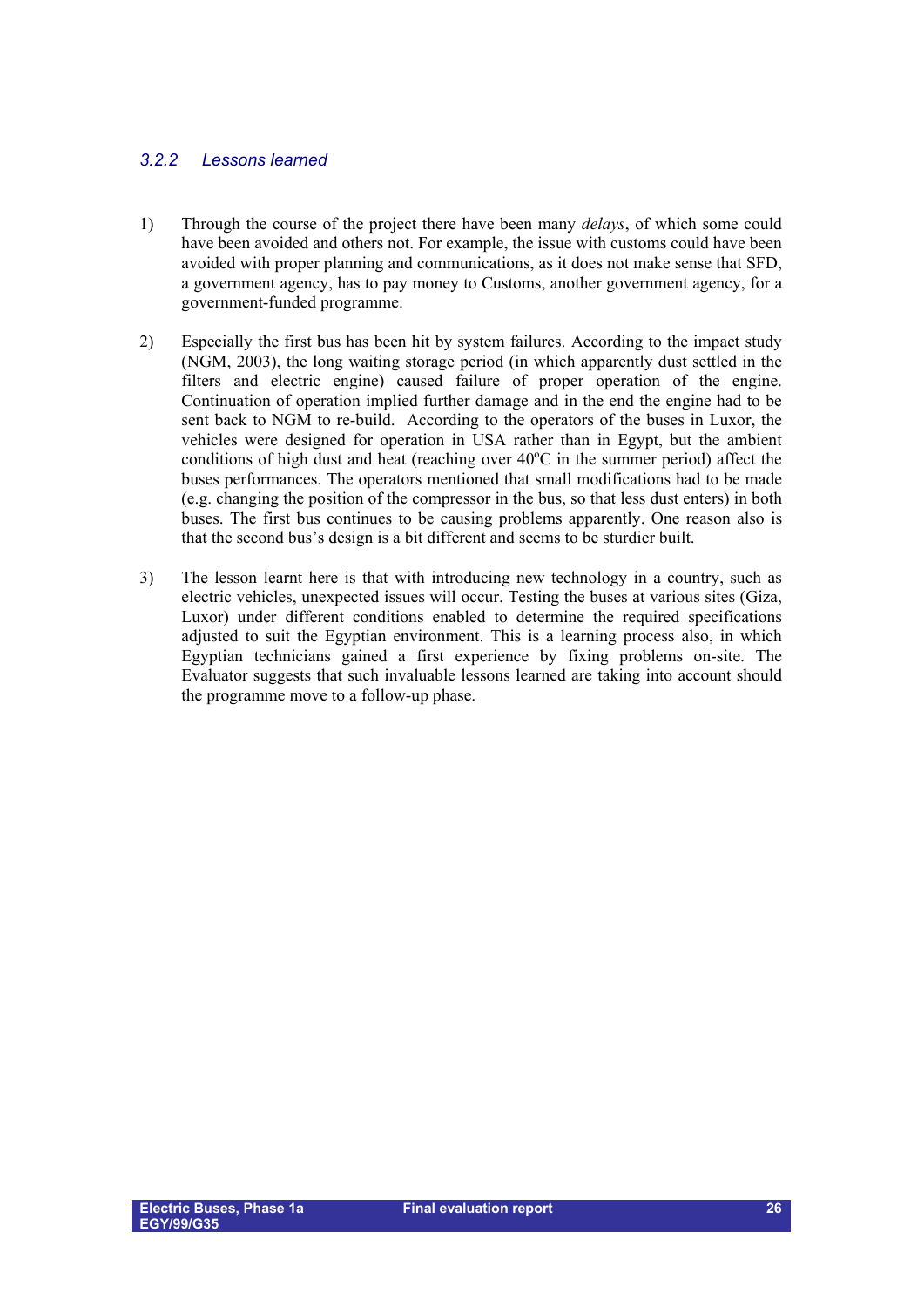### *3.2.2 Lessons learned*

1) Through the course of the project there have been many *delays*, of which some could have been avoided and others not. For example, the issue with customs could have been avoided with proper planning and communications, as it does not make sense that SFD, a government agency, has to pay money to Customs, another government agency, for a government-funded programme.

2) Especially the first bus has been hit by system failures. According to the impact study (NGM, 2003), the long waiting storage period (in which apparently dust settled in the filters and electric engine) caused failure of proper operation of the engine. Continuation of operation implied further damage and in the end the engine had to be sent back to NGM to re-build. According to the operators of the buses in Luxor, the vehicles were designed for operation in USA rather than in Egypt, but the ambient conditions of high dust and heat (reaching over 40$^{o}$C in the summer period) affect the buses performances. The operators mentioned that small modifications had to be made (e.g. changing the position of the compressor in the bus, so that less dust enters) in both buses. The first bus continues to be causing problems apparently. One reason also is that the second bus's design is a bit different and seems to be sturdier built.

3) The lesson learnt here is that with introducing new technology in a country, such as electric vehicles, unexpected issues will occur. Testing the buses at various sites (Giza, Luxor) under different conditions enabled to determine the required specifications adjusted to suit the Egyptian environment. This is a learning process also, in which Egyptian technicians gained a first experience by fixing problems on-site. The Evaluator suggests that such invaluable lessons learned are taking into account should the programme move to a follow-up phase.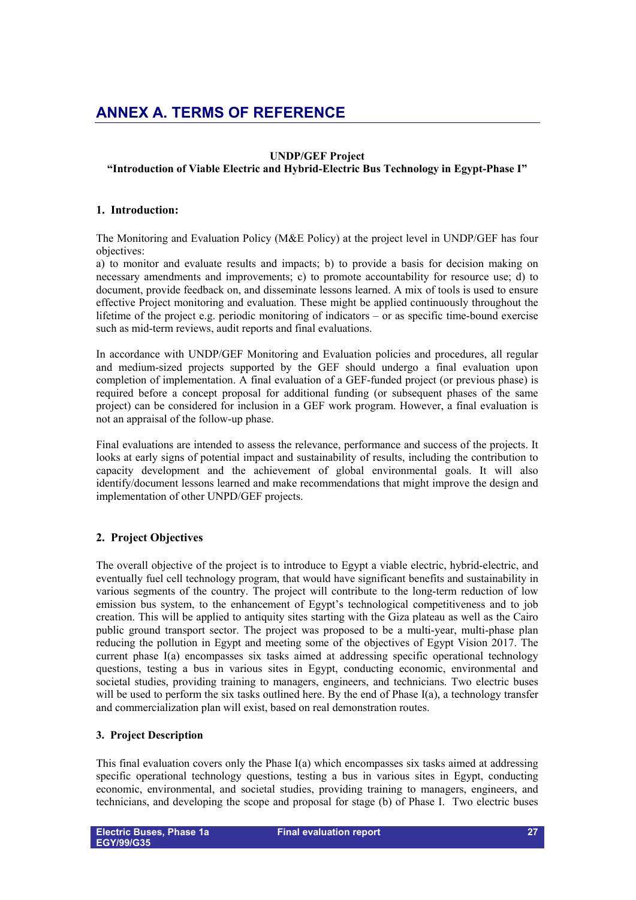# ANNEX A. TERMS OF REFERENCE

**UNDP/GEF Project**
**"Introduction of Viable Electric and Hybrid-Electric Bus Technology in Egypt-Phase I"**

## 1. Introduction:

The Monitoring and Evaluation Policy (M&E Policy) at the project level in UNDP/GEF has four objectives:
a) to monitor and evaluate results and impacts; b) to provide a basis for decision making on necessary amendments and improvements; c) to promote accountability for resource use; d) to document, provide feedback on, and disseminate lessons learned. A mix of tools is used to ensure effective Project monitoring and evaluation. These might be applied continuously throughout the lifetime of the project e.g. periodic monitoring of indicators – or as specific time-bound exercise such as mid-term reviews, audit reports and final evaluations.

In accordance with UNDP/GEF Monitoring and Evaluation policies and procedures, all regular and medium-sized projects supported by the GEF should undergo a final evaluation upon completion of implementation. A final evaluation of a GEF-funded project (or previous phase) is required before a concept proposal for additional funding (or subsequent phases of the same project) can be considered for inclusion in a GEF work program. However, a final evaluation is not an appraisal of the follow-up phase.

Final evaluations are intended to assess the relevance, performance and success of the projects. It looks at early signs of potential impact and sustainability of results, including the contribution to capacity development and the achievement of global environmental goals. It will also identify/document lessons learned and make recommendations that might improve the design and implementation of other UNPD/GEF projects.

## 2. Project Objectives

The overall objective of the project is to introduce to Egypt a viable electric, hybrid-electric, and eventually fuel cell technology program, that would have significant benefits and sustainability in various segments of the country. The project will contribute to the long-term reduction of low emission bus system, to the enhancement of Egypt's technological competitiveness and to job creation. This will be applied to antiquity sites starting with the Giza plateau as well as the Cairo public ground transport sector. The project was proposed to be a multi-year, multi-phase plan reducing the pollution in Egypt and meeting some of the objectives of Egypt Vision 2017. The current phase I(a) encompasses six tasks aimed at addressing specific operational technology questions, testing a bus in various sites in Egypt, conducting economic, environmental and societal studies, providing training to managers, engineers, and technicians. Two electric buses will be used to perform the six tasks outlined here. By the end of Phase I(a), a technology transfer and commercialization plan will exist, based on real demonstration routes.

## 3. Project Description

This final evaluation covers only the Phase I(a) which encompasses six tasks aimed at addressing specific operational technology questions, testing a bus in various sites in Egypt, conducting economic, environmental, and societal studies, providing training to managers, engineers, and technicians, and developing the scope and proposal for stage (b) of Phase I. Two electric buses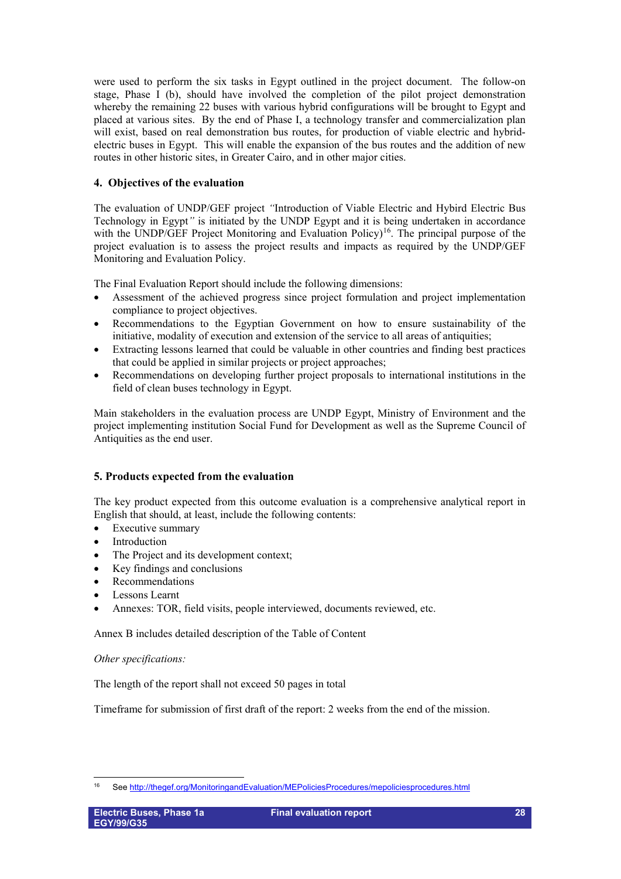were used to perform the six tasks in Egypt outlined in the project document. The follow-on stage, Phase I (b), should have involved the completion of the pilot project demonstration whereby the remaining 22 buses with various hybrid configurations will be brought to Egypt and placed at various sites. By the end of Phase I, a technology transfer and commercialization plan will exist, based on real demonstration bus routes, for production of viable electric and hybrid-electric buses in Egypt. This will enable the expansion of the bus routes and the addition of new routes in other historic sites, in Greater Cairo, and in other major cities.

## 4. Objectives of the evaluation

The evaluation of UNDP/GEF project *"*Introduction of Viable Electric and Hybird Electric Bus Technology in Egypt*"* is initiated by the UNDP Egypt and it is being undertaken in accordance with the UNDP/GEF Project Monitoring and Evaluation Policy)[16]. The principal purpose of the project evaluation is to assess the project results and impacts as required by the UNDP/GEF Monitoring and Evaluation Policy.

The Final Evaluation Report should include the following dimensions:

- Assessment of the achieved progress since project formulation and project implementation compliance to project objectives.
- Recommendations to the Egyptian Government on how to ensure sustainability of the initiative, modality of execution and extension of the service to all areas of antiquities;
- Extracting lessons learned that could be valuable in other countries and finding best practices that could be applied in similar projects or project approaches;
- Recommendations on developing further project proposals to international institutions in the field of clean buses technology in Egypt.

Main stakeholders in the evaluation process are UNDP Egypt, Ministry of Environment and the project implementing institution Social Fund for Development as well as the Supreme Council of Antiquities as the end user.

## 5. Products expected from the evaluation

The key product expected from this outcome evaluation is a comprehensive analytical report in English that should, at least, include the following contents:

- Executive summary
- Introduction
- The Project and its development context;
- Key findings and conclusions
- Recommendations
- Lessons Learnt
- Annexes: TOR, field visits, people interviewed, documents reviewed, etc.

Annex B includes detailed description of the Table of Content

*Other specifications:*

The length of the report shall not exceed 50 pages in total

Timeframe for submission of first draft of the report: 2 weeks from the end of the mission.

---

[16] See http://thegef.org/MonitoringandEvaluation/MEPoliciesProcedures/mepoliciesprocedures.html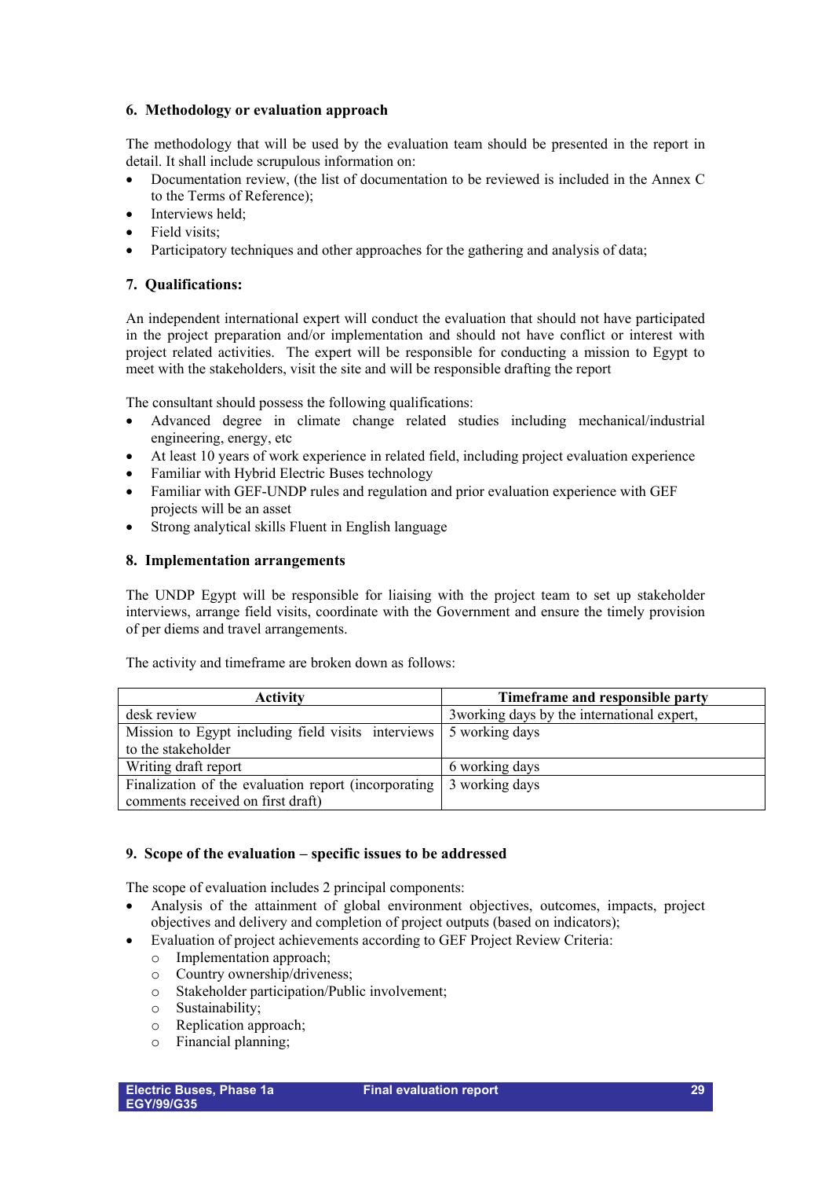## 6. Methodology or evaluation approach

The methodology that will be used by the evaluation team should be presented in the report in detail. It shall include scrupulous information on:

- Documentation review, (the list of documentation to be reviewed is included in the Annex C to the Terms of Reference);
- Interviews held;
- Field visits;
- Participatory techniques and other approaches for the gathering and analysis of data;

## 7. Qualifications:

An independent international expert will conduct the evaluation that should not have participated in the project preparation and/or implementation and should not have conflict or interest with project related activities. The expert will be responsible for conducting a mission to Egypt to meet with the stakeholders, visit the site and will be responsible drafting the report

The consultant should possess the following qualifications:

- Advanced degree in climate change related studies including mechanical/industrial engineering, energy, etc
- At least 10 years of work experience in related field, including project evaluation experience
- Familiar with Hybrid Electric Buses technology
- Familiar with GEF-UNDP rules and regulation and prior evaluation experience with GEF projects will be an asset
- Strong analytical skills Fluent in English language

## 8. Implementation arrangements

The UNDP Egypt will be responsible for liaising with the project team to set up stakeholder interviews, arrange field visits, coordinate with the Government and ensure the timely provision of per diems and travel arrangements.

The activity and timeframe are broken down as follows:

| Activity | Timeframe and responsible party |
|---|---|
| desk review | 3working days by the international expert, |
| Mission to Egypt including field visits interviews to the stakeholder | 5 working days |
| Writing draft report | 6 working days |
| Finalization of the evaluation report (incorporating comments received on first draft) | 3 working days |

## 9. Scope of the evaluation – specific issues to be addressed

The scope of evaluation includes 2 principal components:

- Analysis of the attainment of global environment objectives, outcomes, impacts, project objectives and delivery and completion of project outputs (based on indicators);
- Evaluation of project achievements according to GEF Project Review Criteria:
  - Implementation approach;
  - Country ownership/driveness;
  - Stakeholder participation/Public involvement;
  - Sustainability;
  - Replication approach;
  - Financial planning;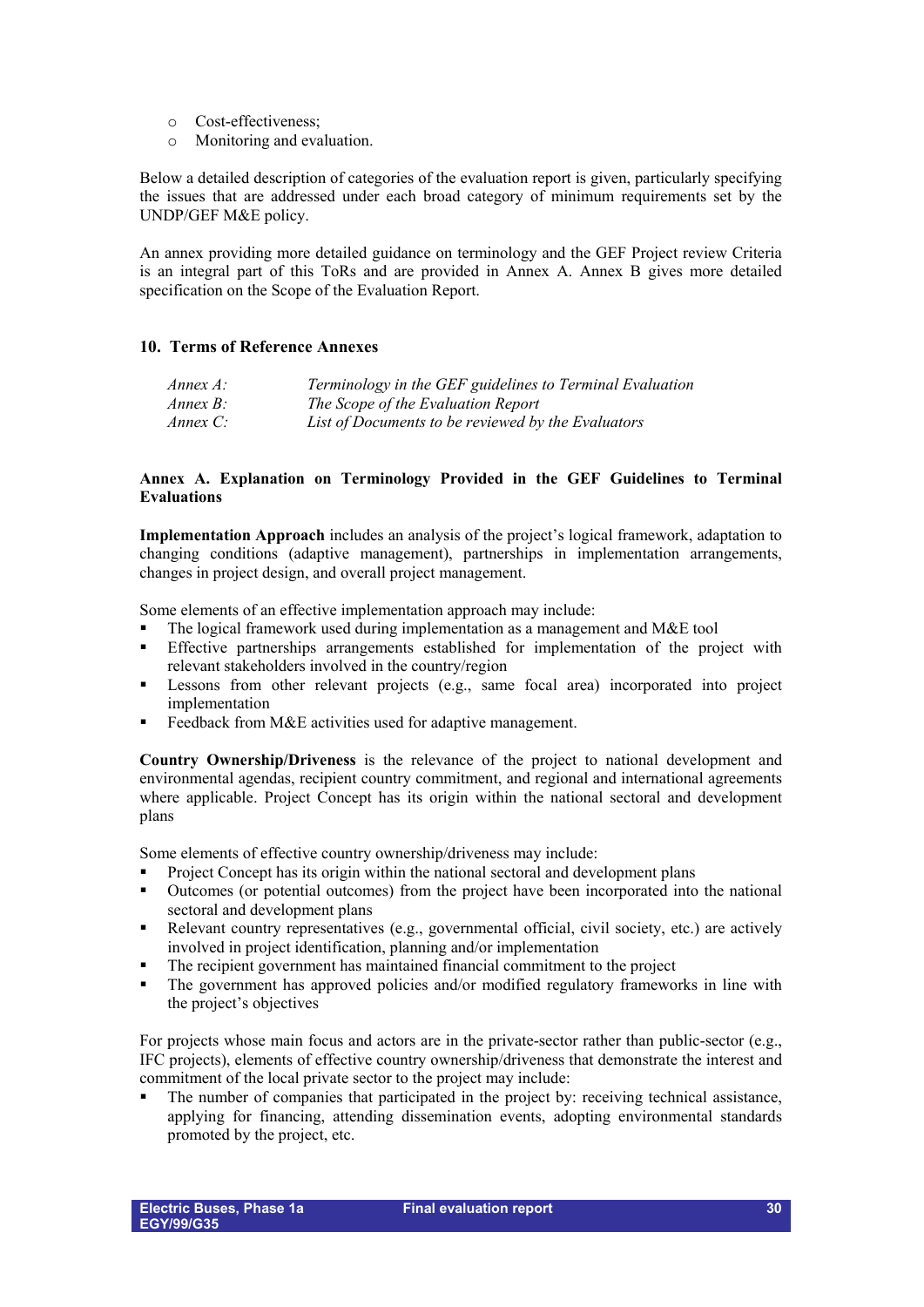- Cost-effectiveness;
- Monitoring and evaluation.

Below a detailed description of categories of the evaluation report is given, particularly specifying the issues that are addressed under each broad category of minimum requirements set by the UNDP/GEF M&E policy.

An annex providing more detailed guidance on terminology and the GEF Project review Criteria is an integral part of this ToRs and are provided in Annex A. Annex B gives more detailed specification on the Scope of the Evaluation Report.

## 10. Terms of Reference Annexes

| | |
|---|---|
| *Annex A:* | *Terminology in the GEF guidelines to Terminal Evaluation* |
| *Annex B:* | *The Scope of the Evaluation Report* |
| *Annex C:* | *List of Documents to be reviewed by the Evaluators* |

## Annex A. Explanation on Terminology Provided in the GEF Guidelines to Terminal Evaluations

**Implementation Approach** includes an analysis of the project's logical framework, adaptation to changing conditions (adaptive management), partnerships in implementation arrangements, changes in project design, and overall project management.

Some elements of an effective implementation approach may include:

- The logical framework used during implementation as a management and M&E tool
- Effective partnerships arrangements established for implementation of the project with relevant stakeholders involved in the country/region
- Lessons from other relevant projects (e.g., same focal area) incorporated into project implementation
- Feedback from M&E activities used for adaptive management.

**Country Ownership/Driveness** is the relevance of the project to national development and environmental agendas, recipient country commitment, and regional and international agreements where applicable. Project Concept has its origin within the national sectoral and development plans

Some elements of effective country ownership/driveness may include:

- Project Concept has its origin within the national sectoral and development plans
- Outcomes (or potential outcomes) from the project have been incorporated into the national sectoral and development plans
- Relevant country representatives (e.g., governmental official, civil society, etc.) are actively involved in project identification, planning and/or implementation
- The recipient government has maintained financial commitment to the project
- The government has approved policies and/or modified regulatory frameworks in line with the project's objectives

For projects whose main focus and actors are in the private-sector rather than public-sector (e.g., IFC projects), elements of effective country ownership/driveness that demonstrate the interest and commitment of the local private sector to the project may include:

- The number of companies that participated in the project by: receiving technical assistance, applying for financing, attending dissemination events, adopting environmental standards promoted by the project, etc.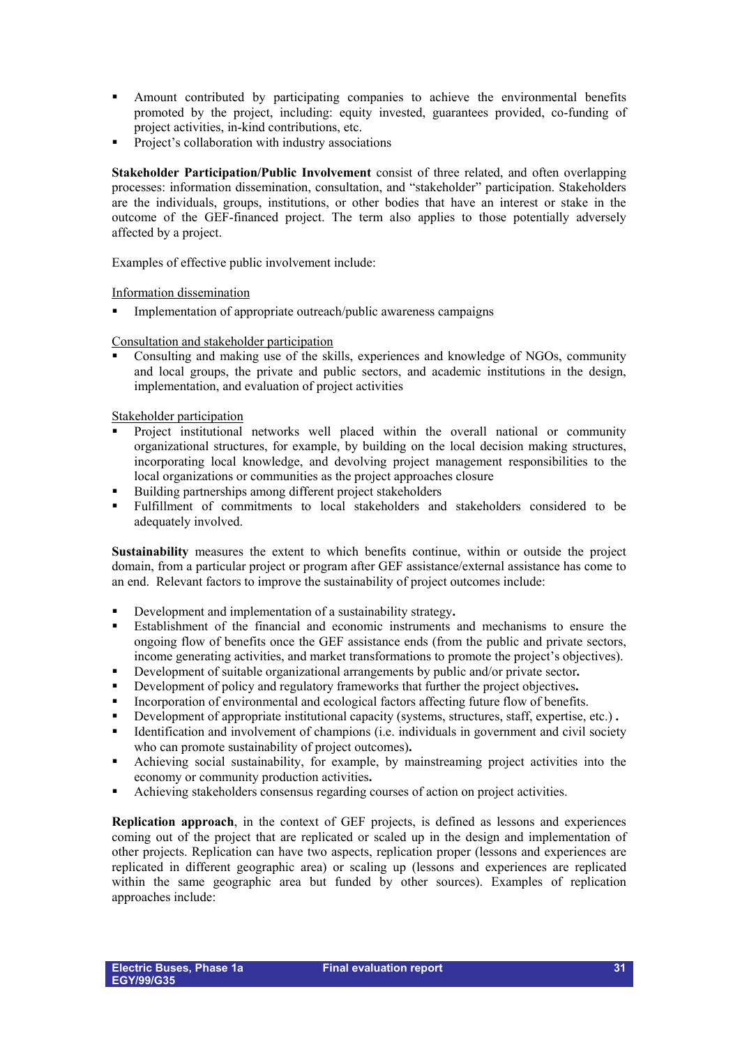- Amount contributed by participating companies to achieve the environmental benefits promoted by the project, including: equity invested, guarantees provided, co-funding of project activities, in-kind contributions, etc.
- Project's collaboration with industry associations

**Stakeholder Participation/Public Involvement** consist of three related, and often overlapping processes: information dissemination, consultation, and "stakeholder" participation. Stakeholders are the individuals, groups, institutions, or other bodies that have an interest or stake in the outcome of the GEF-financed project. The term also applies to those potentially adversely affected by a project.

Examples of effective public involvement include:

<u>Information dissemination</u>

- Implementation of appropriate outreach/public awareness campaigns

<u>Consultation and stakeholder participation</u>

- Consulting and making use of the skills, experiences and knowledge of NGOs, community and local groups, the private and public sectors, and academic institutions in the design, implementation, and evaluation of project activities

<u>Stakeholder participation</u>

- Project institutional networks well placed within the overall national or community organizational structures, for example, by building on the local decision making structures, incorporating local knowledge, and devolving project management responsibilities to the local organizations or communities as the project approaches closure
- Building partnerships among different project stakeholders
- Fulfillment of commitments to local stakeholders and stakeholders considered to be adequately involved.

**Sustainability** measures the extent to which benefits continue, within or outside the project domain, from a particular project or program after GEF assistance/external assistance has come to an end. Relevant factors to improve the sustainability of project outcomes include:

- Development and implementation of a sustainability strategy**.**
- Establishment of the financial and economic instruments and mechanisms to ensure the ongoing flow of benefits once the GEF assistance ends (from the public and private sectors, income generating activities, and market transformations to promote the project's objectives).
- Development of suitable organizational arrangements by public and/or private sector**.**
- Development of policy and regulatory frameworks that further the project objectives**.**
- Incorporation of environmental and ecological factors affecting future flow of benefits.
- Development of appropriate institutional capacity (systems, structures, staff, expertise, etc.) **.**
- Identification and involvement of champions (i.e. individuals in government and civil society who can promote sustainability of project outcomes)**.**
- Achieving social sustainability, for example, by mainstreaming project activities into the economy or community production activities**.**
- Achieving stakeholders consensus regarding courses of action on project activities.

**Replication approach**, in the context of GEF projects, is defined as lessons and experiences coming out of the project that are replicated or scaled up in the design and implementation of other projects. Replication can have two aspects, replication proper (lessons and experiences are replicated in different geographic area) or scaling up (lessons and experiences are replicated within the same geographic area but funded by other sources). Examples of replication approaches include: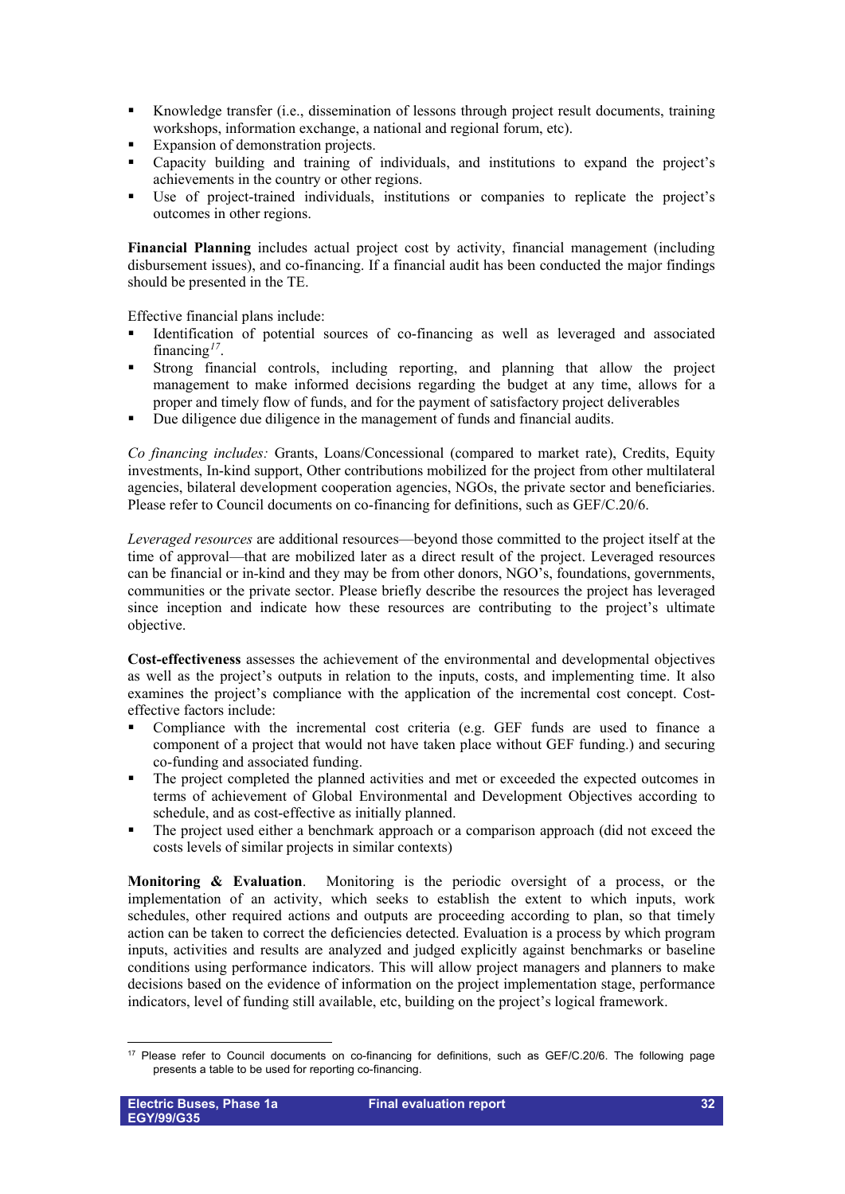- Knowledge transfer (i.e., dissemination of lessons through project result documents, training workshops, information exchange, a national and regional forum, etc).
- Expansion of demonstration projects.
- Capacity building and training of individuals, and institutions to expand the project's achievements in the country or other regions.
- Use of project-trained individuals, institutions or companies to replicate the project's outcomes in other regions.

**Financial Planning** includes actual project cost by activity, financial management (including disbursement issues), and co-financing. If a financial audit has been conducted the major findings should be presented in the TE.

Effective financial plans include:

- Identification of potential sources of co-financing as well as leveraged and associated financing[17].
- Strong financial controls, including reporting, and planning that allow the project management to make informed decisions regarding the budget at any time, allows for a proper and timely flow of funds, and for the payment of satisfactory project deliverables
- Due diligence due diligence in the management of funds and financial audits.

*Co financing includes:* Grants, Loans/Concessional (compared to market rate), Credits, Equity investments, In-kind support, Other contributions mobilized for the project from other multilateral agencies, bilateral development cooperation agencies, NGOs, the private sector and beneficiaries. Please refer to Council documents on co-financing for definitions, such as GEF/C.20/6.

*Leveraged resources* are additional resources—beyond those committed to the project itself at the time of approval—that are mobilized later as a direct result of the project. Leveraged resources can be financial or in-kind and they may be from other donors, NGO's, foundations, governments, communities or the private sector. Please briefly describe the resources the project has leveraged since inception and indicate how these resources are contributing to the project's ultimate objective.

**Cost-effectiveness** assesses the achievement of the environmental and developmental objectives as well as the project's outputs in relation to the inputs, costs, and implementing time. It also examines the project's compliance with the application of the incremental cost concept. Cost-effective factors include:

- Compliance with the incremental cost criteria (e.g. GEF funds are used to finance a component of a project that would not have taken place without GEF funding.) and securing co-funding and associated funding.
- The project completed the planned activities and met or exceeded the expected outcomes in terms of achievement of Global Environmental and Development Objectives according to schedule, and as cost-effective as initially planned.
- The project used either a benchmark approach or a comparison approach (did not exceed the costs levels of similar projects in similar contexts)

**Monitoring & Evaluation**. Monitoring is the periodic oversight of a process, or the implementation of an activity, which seeks to establish the extent to which inputs, work schedules, other required actions and outputs are proceeding according to plan, so that timely action can be taken to correct the deficiencies detected. Evaluation is a process by which program inputs, activities and results are analyzed and judged explicitly against benchmarks or baseline conditions using performance indicators. This will allow project managers and planners to make decisions based on the evidence of information on the project implementation stage, performance indicators, level of funding still available, etc, building on the project's logical framework.

[17] Please refer to Council documents on co-financing for definitions, such as GEF/C.20/6. The following page presents a table to be used for reporting co-financing.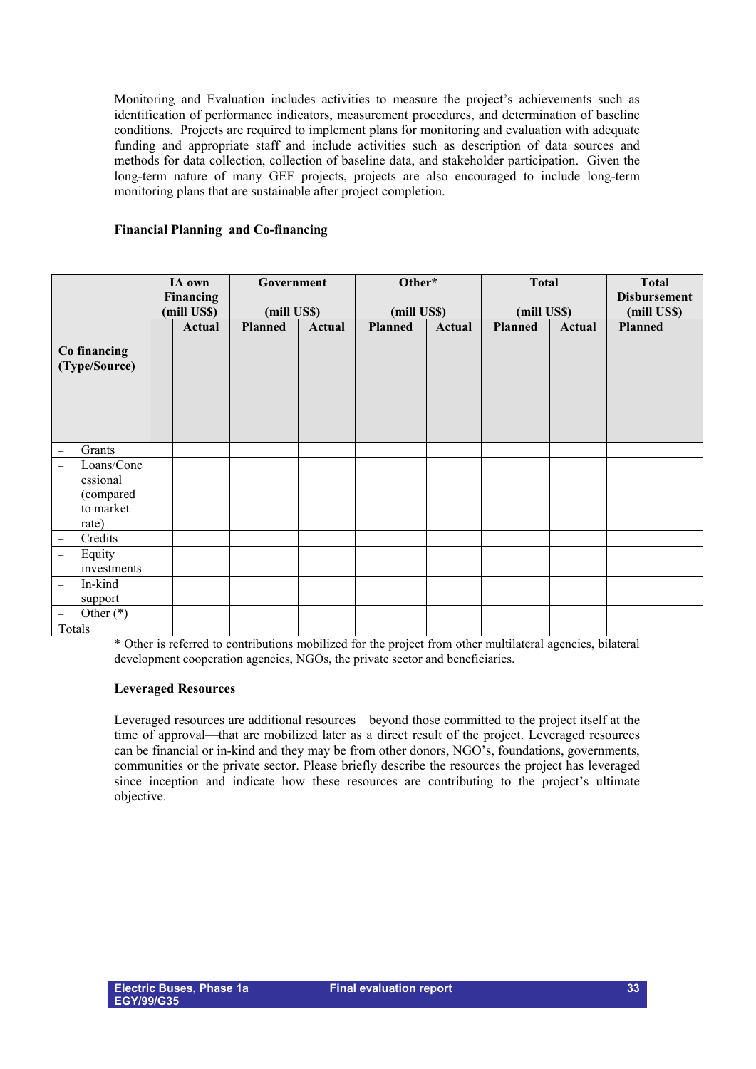Monitoring and Evaluation includes activities to measure the project's achievements such as identification of performance indicators, measurement procedures, and determination of baseline conditions. Projects are required to implement plans for monitoring and evaluation with adequate funding and appropriate staff and include activities such as description of data sources and methods for data collection, collection of baseline data, and stakeholder participation. Given the long-term nature of many GEF projects, projects are also encouraged to include long-term monitoring plans that are sustainable after project completion.

**Financial Planning and Co-financing**

| | IA own Financing (mill US$) | | Government (mill US$) | | Other* (mill US$) | | Total (mill US$) | | Total Disbursement (mill US$) | |
|---|---|---|---|---|---|---|---|---|---|---|
| **Co financing (Type/Source)** | | **Actual** | **Planned** | **Actual** | **Planned** | **Actual** | **Planned** | **Actual** | **Planned** | |
| – Grants | | | | | | | | | | |
| – Loans/Concessional (compared to market rate) | | | | | | | | | | |
| – Credits | | | | | | | | | | |
| – Equity investments | | | | | | | | | | |
| – In-kind support | | | | | | | | | | |
| – Other (*) | | | | | | | | | | |
| Totals | | | | | | | | | | |

* Other is referred to contributions mobilized for the project from other multilateral agencies, bilateral development cooperation agencies, NGOs, the private sector and beneficiaries.

**Leveraged Resources**

Leveraged resources are additional resources—beyond those committed to the project itself at the time of approval—that are mobilized later as a direct result of the project. Leveraged resources can be financial or in-kind and they may be from other donors, NGO's, foundations, governments, communities or the private sector. Please briefly describe the resources the project has leveraged since inception and indicate how these resources are contributing to the project's ultimate objective.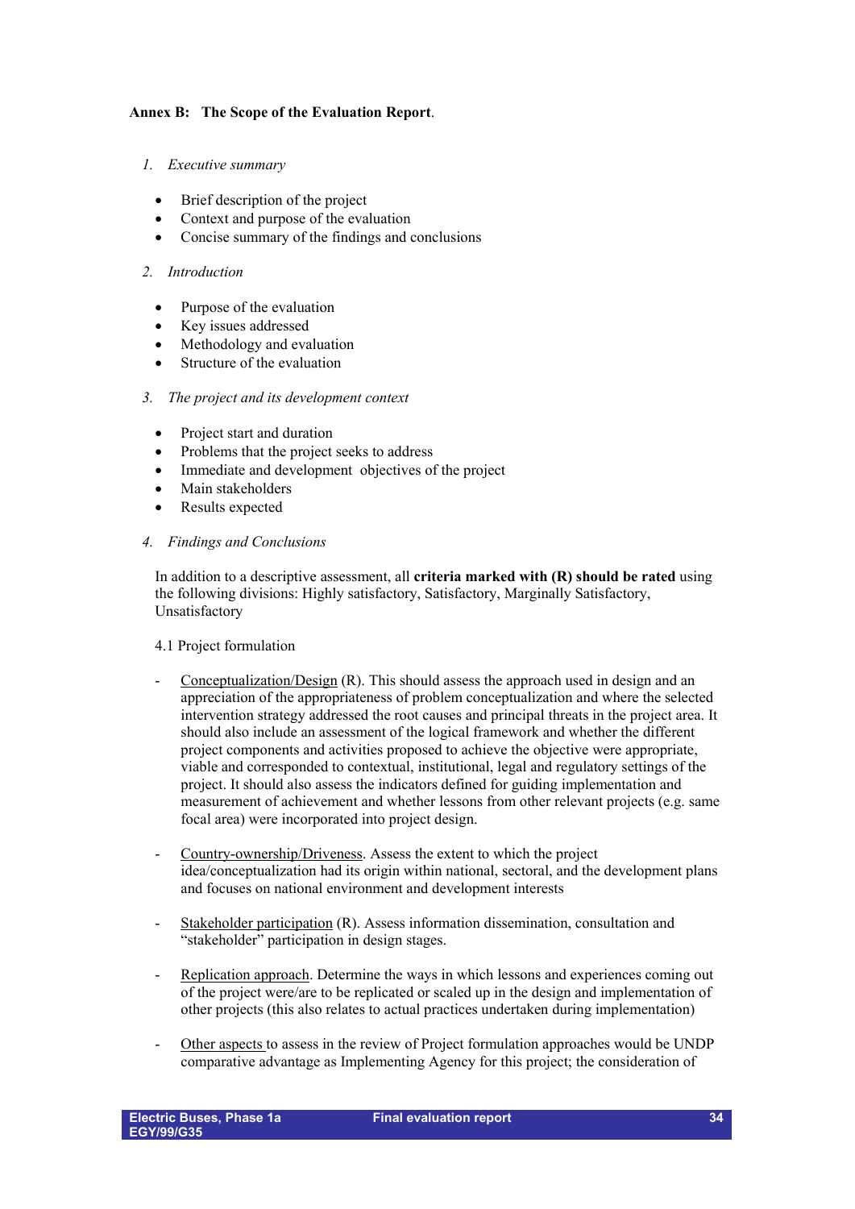**Annex B: The Scope of the Evaluation Report**.

1. *Executive summary*

- Brief description of the project
- Context and purpose of the evaluation
- Concise summary of the findings and conclusions

2. *Introduction*

- Purpose of the evaluation
- Key issues addressed
- Methodology and evaluation
- Structure of the evaluation

3. *The project and its development context*

- Project start and duration
- Problems that the project seeks to address
- Immediate and development objectives of the project
- Main stakeholders
- Results expected

4. *Findings and Conclusions*

In addition to a descriptive assessment, all **criteria marked with (R) should be rated** using the following divisions: Highly satisfactory, Satisfactory, Marginally Satisfactory, Unsatisfactory

4.1 Project formulation

- Conceptualization/Design (R). This should assess the approach used in design and an appreciation of the appropriateness of problem conceptualization and where the selected intervention strategy addressed the root causes and principal threats in the project area. It should also include an assessment of the logical framework and whether the different project components and activities proposed to achieve the objective were appropriate, viable and corresponded to contextual, institutional, legal and regulatory settings of the project. It should also assess the indicators defined for guiding implementation and measurement of achievement and whether lessons from other relevant projects (e.g. same focal area) were incorporated into project design.

- Country-ownership/Driveness. Assess the extent to which the project idea/conceptualization had its origin within national, sectoral, and the development plans and focuses on national environment and development interests

- Stakeholder participation (R). Assess information dissemination, consultation and "stakeholder" participation in design stages.

- Replication approach. Determine the ways in which lessons and experiences coming out of the project were/are to be replicated or scaled up in the design and implementation of other projects (this also relates to actual practices undertaken during implementation)

- Other aspects to assess in the review of Project formulation approaches would be UNDP comparative advantage as Implementing Agency for this project; the consideration of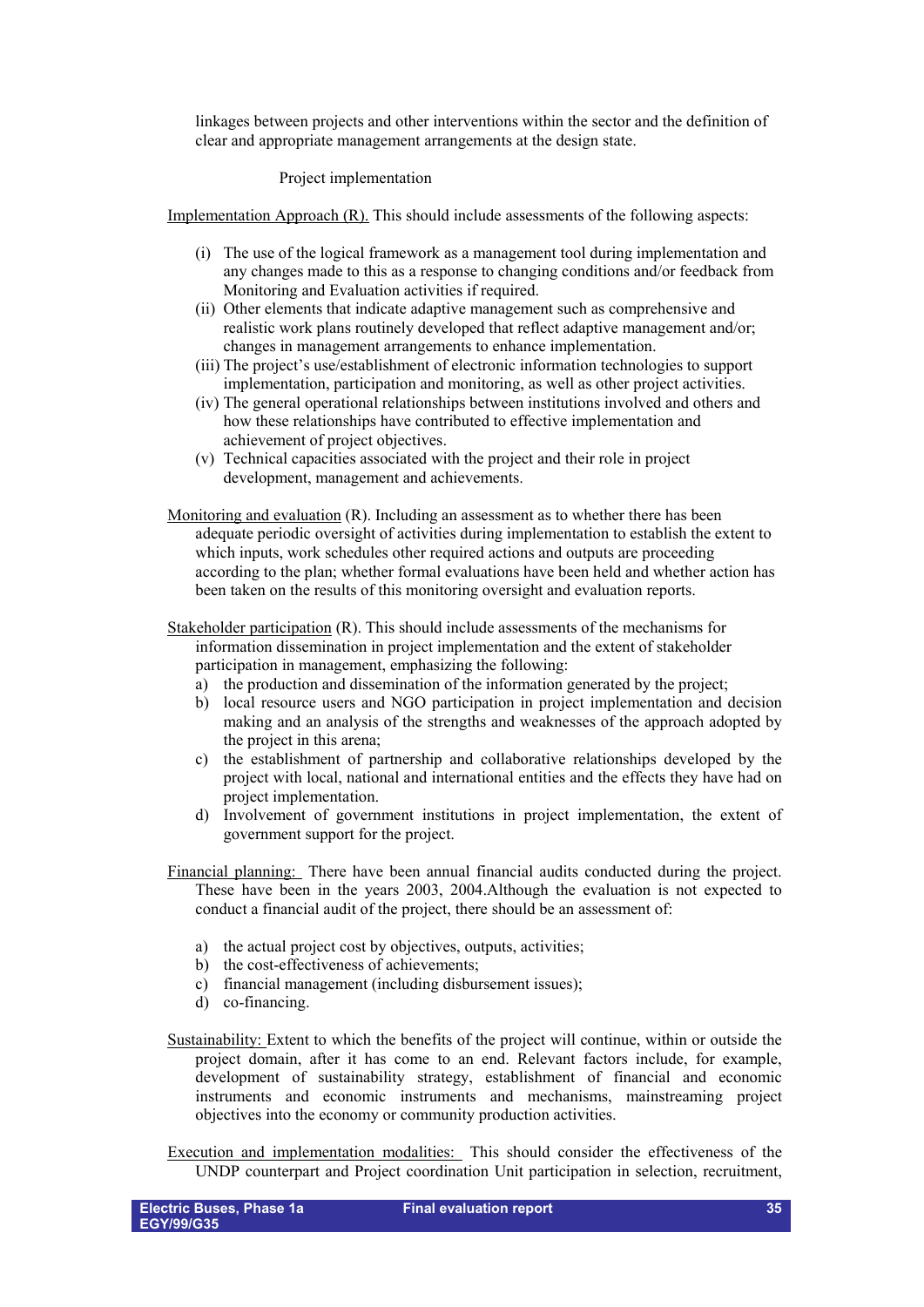linkages between projects and other interventions within the sector and the definition of clear and appropriate management arrangements at the design state.

Project implementation

Implementation Approach (R). This should include assessments of the following aspects:

(i) The use of the logical framework as a management tool during implementation and any changes made to this as a response to changing conditions and/or feedback from Monitoring and Evaluation activities if required.
(ii) Other elements that indicate adaptive management such as comprehensive and realistic work plans routinely developed that reflect adaptive management and/or; changes in management arrangements to enhance implementation.
(iii) The project's use/establishment of electronic information technologies to support implementation, participation and monitoring, as well as other project activities.
(iv) The general operational relationships between institutions involved and others and how these relationships have contributed to effective implementation and achievement of project objectives.
(v) Technical capacities associated with the project and their role in project development, management and achievements.

Monitoring and evaluation (R). Including an assessment as to whether there has been adequate periodic oversight of activities during implementation to establish the extent to which inputs, work schedules other required actions and outputs are proceeding according to the plan; whether formal evaluations have been held and whether action has been taken on the results of this monitoring oversight and evaluation reports.

Stakeholder participation (R). This should include assessments of the mechanisms for information dissemination in project implementation and the extent of stakeholder participation in management, emphasizing the following:

a) the production and dissemination of the information generated by the project;
b) local resource users and NGO participation in project implementation and decision making and an analysis of the strengths and weaknesses of the approach adopted by the project in this arena;
c) the establishment of partnership and collaborative relationships developed by the project with local, national and international entities and the effects they have had on project implementation.
d) Involvement of government institutions in project implementation, the extent of government support for the project.

Financial planning: There have been annual financial audits conducted during the project. These have been in the years 2003, 2004.Although the evaluation is not expected to conduct a financial audit of the project, there should be an assessment of:

a) the actual project cost by objectives, outputs, activities;
b) the cost-effectiveness of achievements;
c) financial management (including disbursement issues);
d) co-financing.

Sustainability: Extent to which the benefits of the project will continue, within or outside the project domain, after it has come to an end. Relevant factors include, for example, development of sustainability strategy, establishment of financial and economic instruments and economic instruments and mechanisms, mainstreaming project objectives into the economy or community production activities.

Execution and implementation modalities: This should consider the effectiveness of the UNDP counterpart and Project coordination Unit participation in selection, recruitment,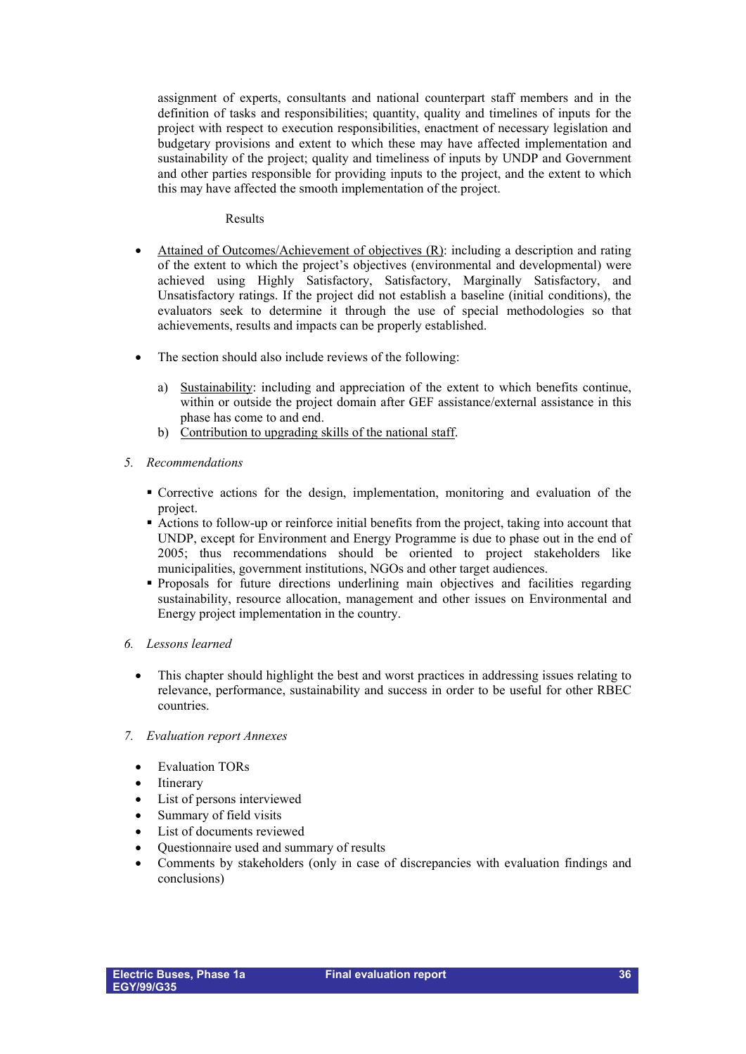assignment of experts, consultants and national counterpart staff members and in the definition of tasks and responsibilities; quantity, quality and timelines of inputs for the project with respect to execution responsibilities, enactment of necessary legislation and budgetary provisions and extent to which these may have affected implementation and sustainability of the project; quality and timeliness of inputs by UNDP and Government and other parties responsible for providing inputs to the project, and the extent to which this may have affected the smooth implementation of the project.

Results

- Attained of Outcomes/Achievement of objectives (R): including a description and rating of the extent to which the project's objectives (environmental and developmental) were achieved using Highly Satisfactory, Satisfactory, Marginally Satisfactory, and Unsatisfactory ratings. If the project did not establish a baseline (initial conditions), the evaluators seek to determine it through the use of special methodologies so that achievements, results and impacts can be properly established.

- The section should also include reviews of the following:

  a) Sustainability: including and appreciation of the extent to which benefits continue, within or outside the project domain after GEF assistance/external assistance in this phase has come to and end.
  b) Contribution to upgrading skills of the national staff.

5. *Recommendations*

   - Corrective actions for the design, implementation, monitoring and evaluation of the project.
   - Actions to follow-up or reinforce initial benefits from the project, taking into account that UNDP, except for Environment and Energy Programme is due to phase out in the end of 2005; thus recommendations should be oriented to project stakeholders like municipalities, government institutions, NGOs and other target audiences.
   - Proposals for future directions underlining main objectives and facilities regarding sustainability, resource allocation, management and other issues on Environmental and Energy project implementation in the country.

6. *Lessons learned*

   - This chapter should highlight the best and worst practices in addressing issues relating to relevance, performance, sustainability and success in order to be useful for other RBEC countries.

7. *Evaluation report Annexes*

   - Evaluation TORs
   - Itinerary
   - List of persons interviewed
   - Summary of field visits
   - List of documents reviewed
   - Questionnaire used and summary of results
   - Comments by stakeholders (only in case of discrepancies with evaluation findings and conclusions)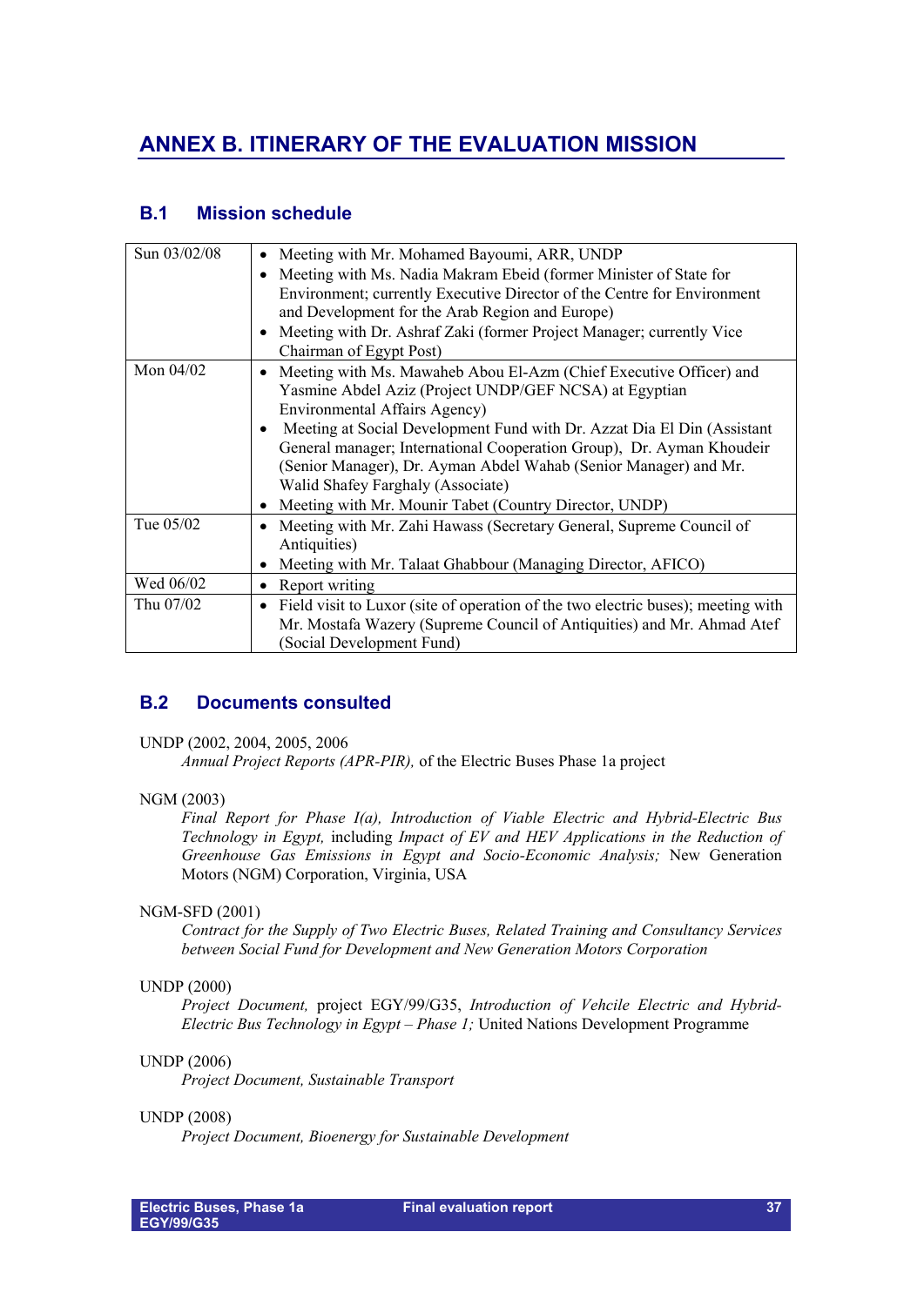# ANNEX B. ITINERARY OF THE EVALUATION MISSION

## B.1 Mission schedule

| | |
|---|---|
| Sun 03/02/08 | • Meeting with Mr. Mohamed Bayoumi, ARR, UNDP<br>• Meeting with Ms. Nadia Makram Ebeid (former Minister of State for Environment; currently Executive Director of the Centre for Environment and Development for the Arab Region and Europe)<br>• Meeting with Dr. Ashraf Zaki (former Project Manager; currently Vice Chairman of Egypt Post) |
| Mon 04/02 | • Meeting with Ms. Mawaheb Abou El-Azm (Chief Executive Officer) and Yasmine Abdel Aziz (Project UNDP/GEF NCSA) at Egyptian Environmental Affairs Agency)<br>• Meeting at Social Development Fund with Dr. Azzat Dia El Din (Assistant General manager; International Cooperation Group), Dr. Ayman Khoudeir (Senior Manager), Dr. Ayman Abdel Wahab (Senior Manager) and Mr. Walid Shafey Farghaly (Associate)<br>• Meeting with Mr. Mounir Tabet (Country Director, UNDP) |
| Tue 05/02 | • Meeting with Mr. Zahi Hawass (Secretary General, Supreme Council of Antiquities)<br>• Meeting with Mr. Talaat Ghabbour (Managing Director, AFICO) |
| Wed 06/02 | • Report writing |
| Thu 07/02 | • Field visit to Luxor (site of operation of the two electric buses); meeting with Mr. Mostafa Wazery (Supreme Council of Antiquities) and Mr. Ahmad Atef (Social Development Fund) |

## B.2 Documents consulted

UNDP (2002, 2004, 2005, 2006)
*Annual Project Reports (APR-PIR),* of the Electric Buses Phase 1a project

NGM (2003)
*Final Report for Phase I(a), Introduction of Viable Electric and Hybrid-Electric Bus Technology in Egypt,* including *Impact of EV and HEV Applications in the Reduction of Greenhouse Gas Emissions in Egypt and Socio-Economic Analysis;* New Generation Motors (NGM) Corporation, Virginia, USA

NGM-SFD (2001)
*Contract for the Supply of Two Electric Buses, Related Training and Consultancy Services between Social Fund for Development and New Generation Motors Corporation*

UNDP (2000)
*Project Document,* project EGY/99/G35, *Introduction of Vehcile Electric and Hybrid-Electric Bus Technology in Egypt – Phase 1;* United Nations Development Programme

UNDP (2006)
*Project Document, Sustainable Transport*

UNDP (2008)
*Project Document, Bioenergy for Sustainable Development*